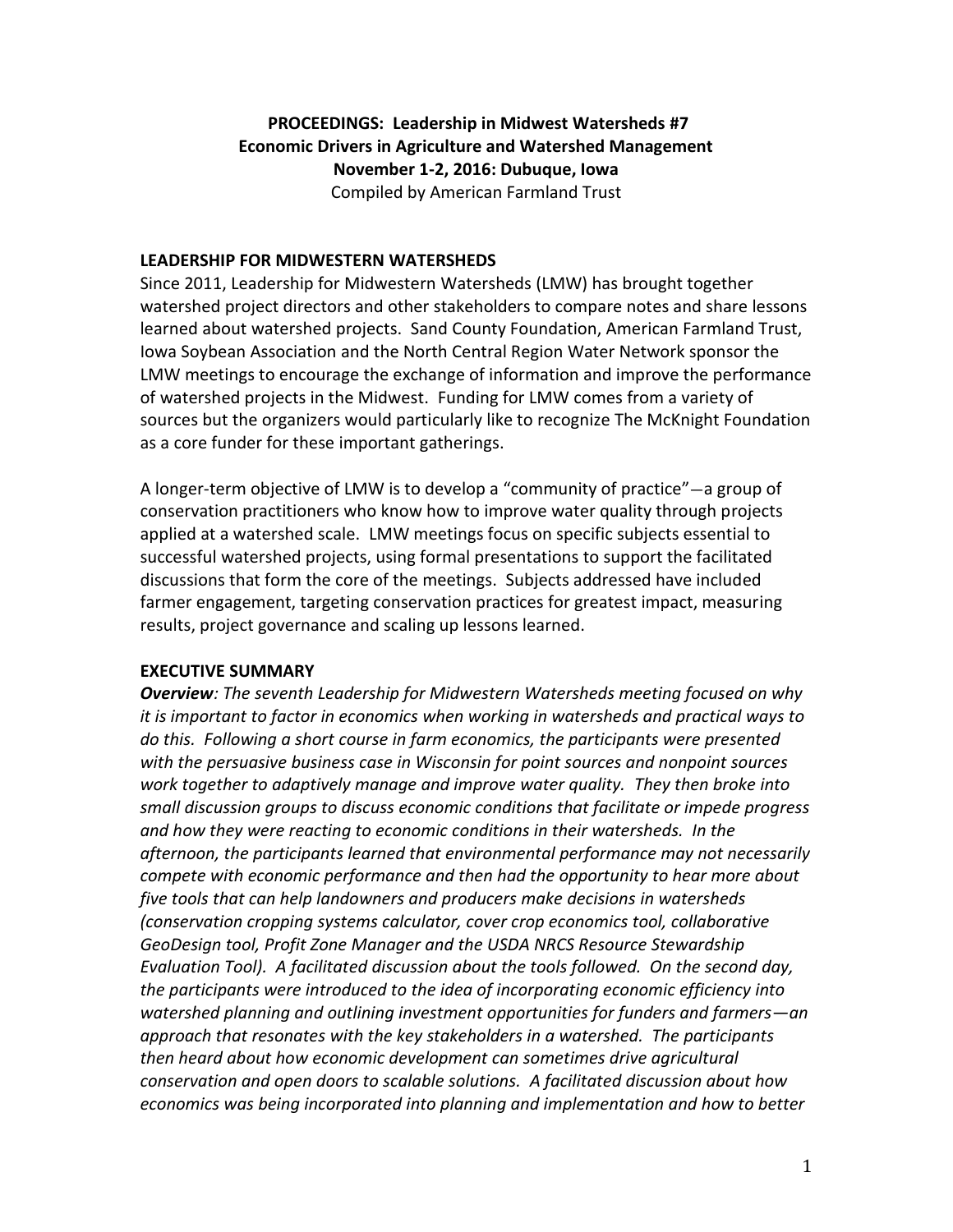# PROCEEDINGS: Leadership in Midwest Watersheds #7
## Economic Drivers in Agriculture and Watershed Management
### November 1-2, 2016: Dubuque, Iowa

Compiled by American Farmland Trust

## LEADERSHIP FOR MIDWESTERN WATERSHEDS

Since 2011, Leadership for Midwestern Watersheds (LMW) has brought together watershed project directors and other stakeholders to compare notes and share lessons learned about watershed projects. Sand County Foundation, American Farmland Trust, Iowa Soybean Association and the North Central Region Water Network sponsor the LMW meetings to encourage the exchange of information and improve the performance of watershed projects in the Midwest. Funding for LMW comes from a variety of sources but the organizers would particularly like to recognize The McKnight Foundation as a core funder for these important gatherings.

A longer-term objective of LMW is to develop a "community of practice"—a group of conservation practitioners who know how to improve water quality through projects applied at a watershed scale. LMW meetings focus on specific subjects essential to successful watershed projects, using formal presentations to support the facilitated discussions that form the core of the meetings. Subjects addressed have included farmer engagement, targeting conservation practices for greatest impact, measuring results, project governance and scaling up lessons learned.

## EXECUTIVE SUMMARY

***Overview**: The seventh Leadership for Midwestern Watersheds meeting focused on why it is important to factor in economics when working in watersheds and practical ways to do this. Following a short course in farm economics, the participants were presented with the persuasive business case in Wisconsin for point sources and nonpoint sources work together to adaptively manage and improve water quality. They then broke into small discussion groups to discuss economic conditions that facilitate or impede progress and how they were reacting to economic conditions in their watersheds. In the afternoon, the participants learned that environmental performance may not necessarily compete with economic performance and then had the opportunity to hear more about five tools that can help landowners and producers make decisions in watersheds (conservation cropping systems calculator, cover crop economics tool, collaborative GeoDesign tool, Profit Zone Manager and the USDA NRCS Resource Stewardship Evaluation Tool). A facilitated discussion about the tools followed. On the second day, the participants were introduced to the idea of incorporating economic efficiency into watershed planning and outlining investment opportunities for funders and farmers—an approach that resonates with the key stakeholders in a watershed. The participants then heard about how economic development can sometimes drive agricultural conservation and open doors to scalable solutions. A facilitated discussion about how economics was being incorporated into planning and implementation and how to better*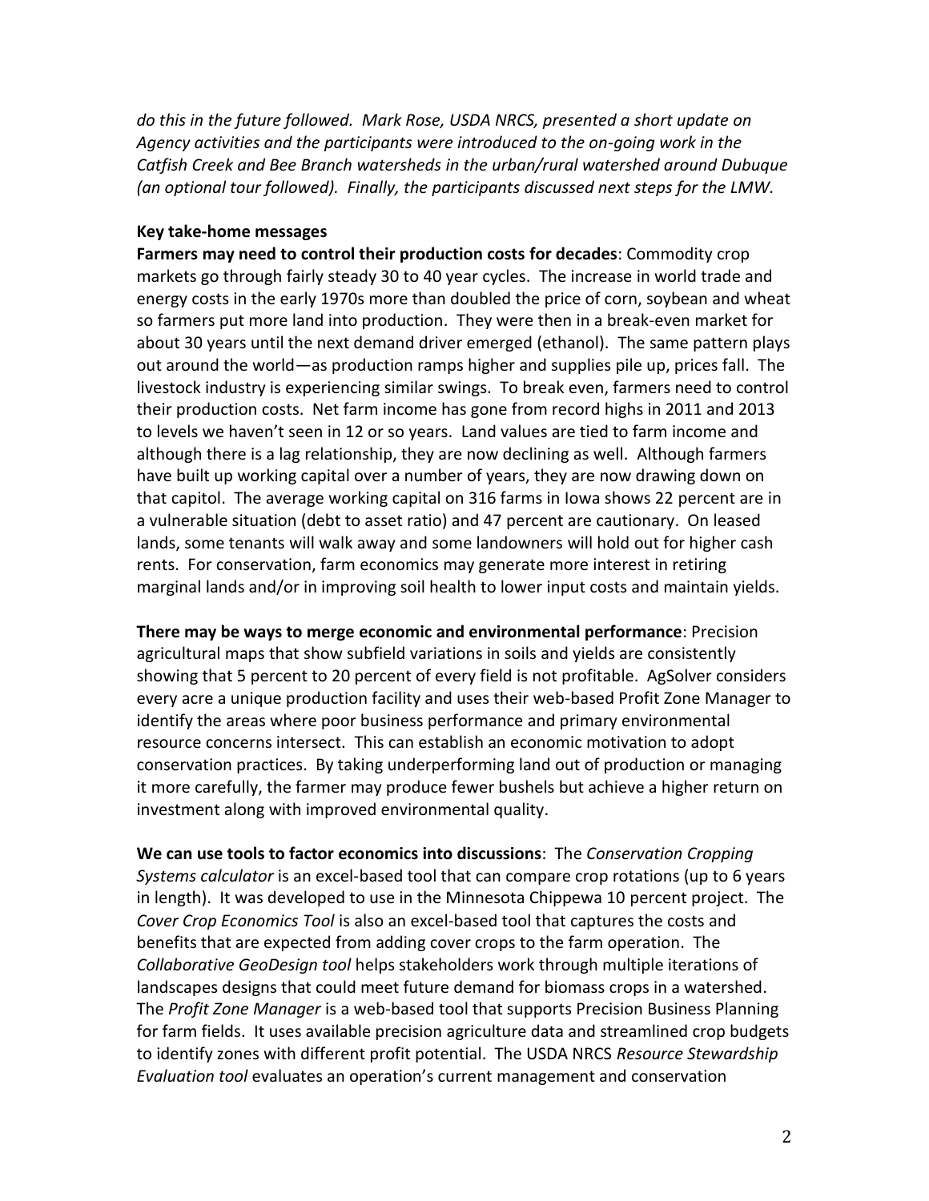*do this in the future followed. Mark Rose, USDA NRCS, presented a short update on Agency activities and the participants were introduced to the on-going work in the Catfish Creek and Bee Branch watersheds in the urban/rural watershed around Dubuque (an optional tour followed). Finally, the participants discussed next steps for the LMW.*

**Key take-home messages**

**Farmers may need to control their production costs for decades**: Commodity crop markets go through fairly steady 30 to 40 year cycles. The increase in world trade and energy costs in the early 1970s more than doubled the price of corn, soybean and wheat so farmers put more land into production. They were then in a break-even market for about 30 years until the next demand driver emerged (ethanol). The same pattern plays out around the world—as production ramps higher and supplies pile up, prices fall. The livestock industry is experiencing similar swings. To break even, farmers need to control their production costs. Net farm income has gone from record highs in 2011 and 2013 to levels we haven't seen in 12 or so years. Land values are tied to farm income and although there is a lag relationship, they are now declining as well. Although farmers have built up working capital over a number of years, they are now drawing down on that capitol. The average working capital on 316 farms in Iowa shows 22 percent are in a vulnerable situation (debt to asset ratio) and 47 percent are cautionary. On leased lands, some tenants will walk away and some landowners will hold out for higher cash rents. For conservation, farm economics may generate more interest in retiring marginal lands and/or in improving soil health to lower input costs and maintain yields.

**There may be ways to merge economic and environmental performance**: Precision agricultural maps that show subfield variations in soils and yields are consistently showing that 5 percent to 20 percent of every field is not profitable. AgSolver considers every acre a unique production facility and uses their web-based Profit Zone Manager to identify the areas where poor business performance and primary environmental resource concerns intersect. This can establish an economic motivation to adopt conservation practices. By taking underperforming land out of production or managing it more carefully, the farmer may produce fewer bushels but achieve a higher return on investment along with improved environmental quality.

**We can use tools to factor economics into discussions**: The *Conservation Cropping Systems calculator* is an excel-based tool that can compare crop rotations (up to 6 years in length). It was developed to use in the Minnesota Chippewa 10 percent project. The *Cover Crop Economics Tool* is also an excel-based tool that captures the costs and benefits that are expected from adding cover crops to the farm operation. The *Collaborative GeoDesign tool* helps stakeholders work through multiple iterations of landscapes designs that could meet future demand for biomass crops in a watershed. The *Profit Zone Manager* is a web-based tool that supports Precision Business Planning for farm fields. It uses available precision agriculture data and streamlined crop budgets to identify zones with different profit potential. The USDA NRCS *Resource Stewardship Evaluation tool* evaluates an operation's current management and conservation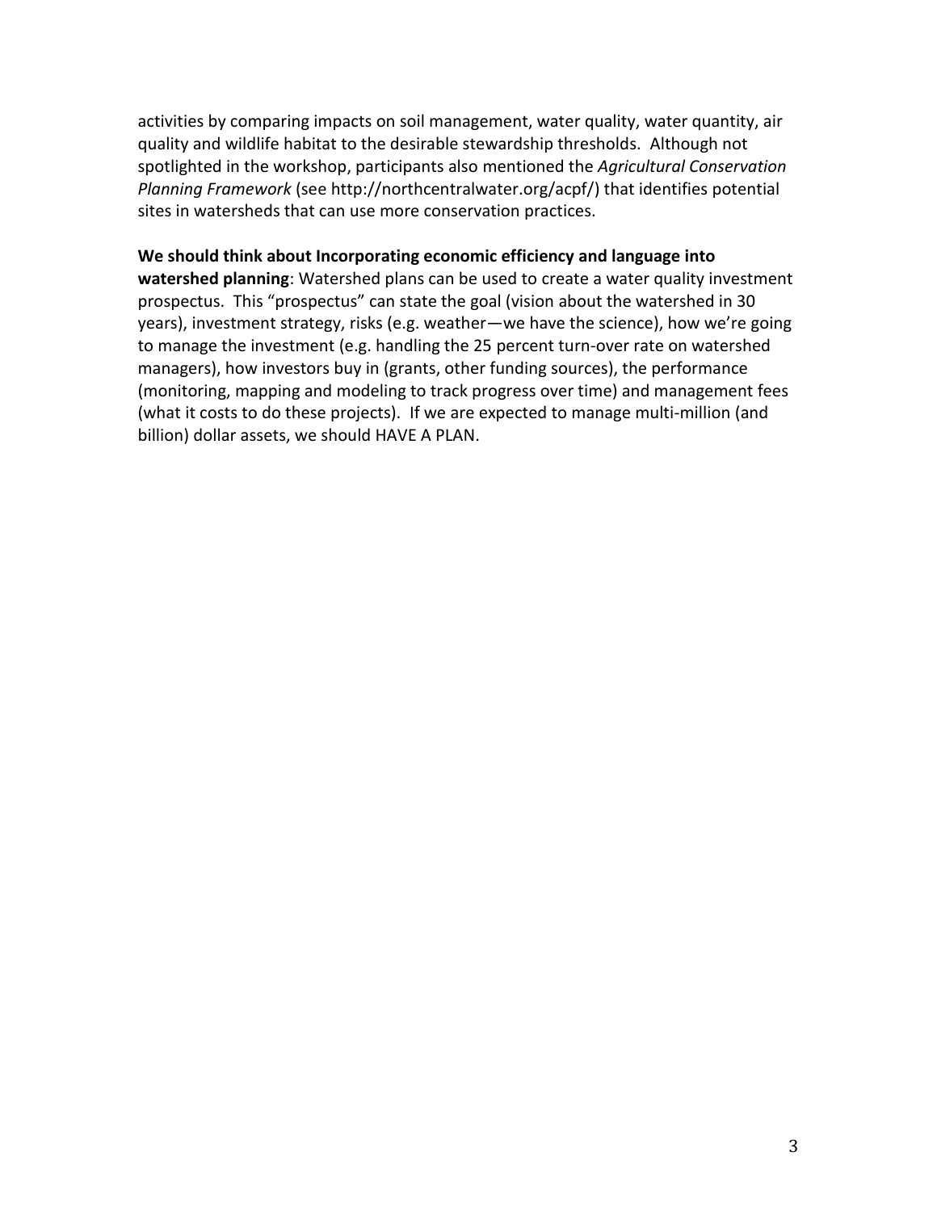activities by comparing impacts on soil management, water quality, water quantity, air quality and wildlife habitat to the desirable stewardship thresholds. Although not spotlighted in the workshop, participants also mentioned the *Agricultural Conservation Planning Framework* (see http://northcentralwater.org/acpf/) that identifies potential sites in watersheds that can use more conservation practices.

**We should think about Incorporating economic efficiency and language into watershed planning**: Watershed plans can be used to create a water quality investment prospectus. This "prospectus" can state the goal (vision about the watershed in 30 years), investment strategy, risks (e.g. weather—we have the science), how we're going to manage the investment (e.g. handling the 25 percent turn-over rate on watershed managers), how investors buy in (grants, other funding sources), the performance (monitoring, mapping and modeling to track progress over time) and management fees (what it costs to do these projects). If we are expected to manage multi-million (and billion) dollar assets, we should HAVE A PLAN.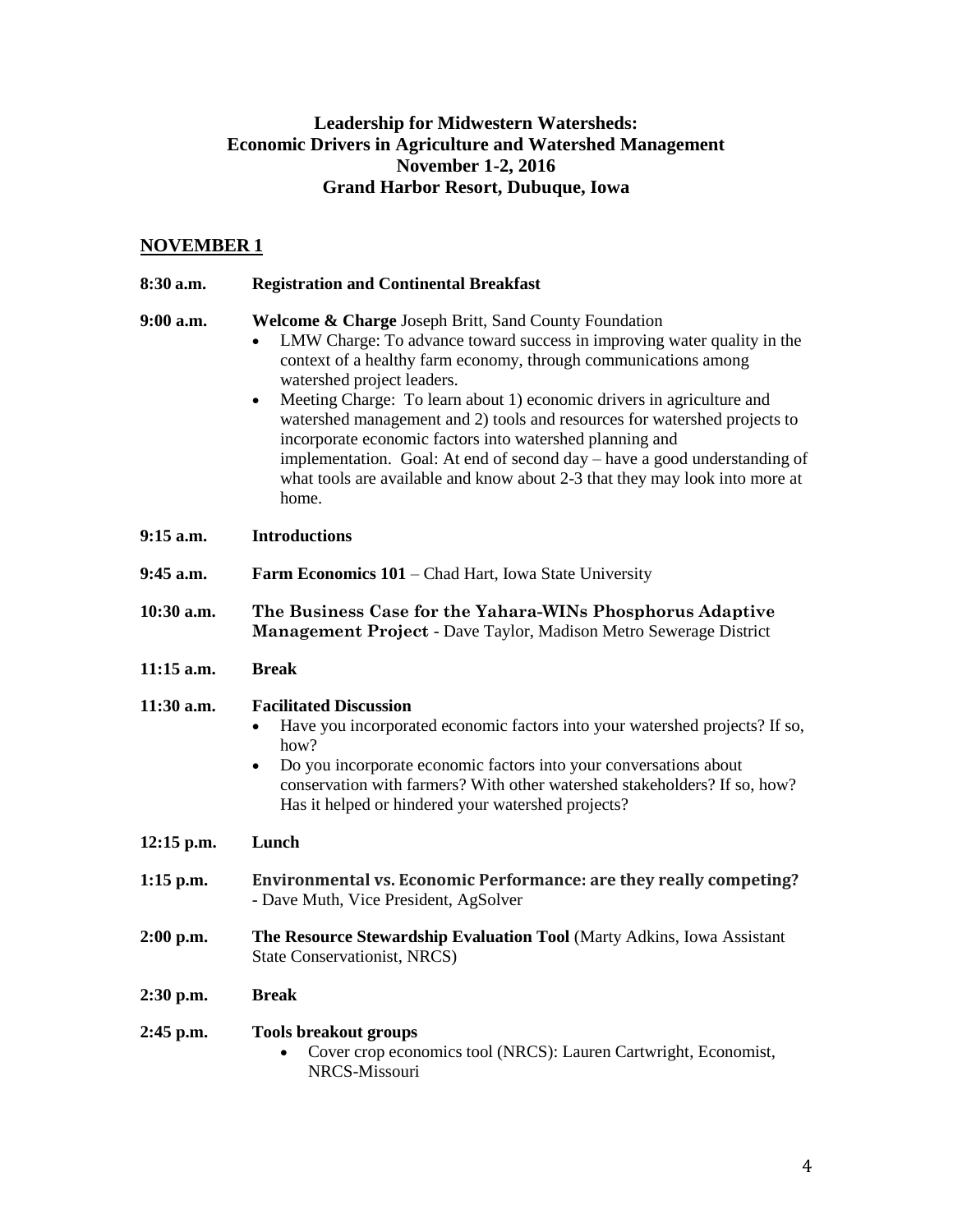# Leadership for Midwestern Watersheds: Economic Drivers in Agriculture and Watershed Management November 1-2, 2016 Grand Harbor Resort, Dubuque, Iowa

## NOVEMBER 1

**8:30 a.m.** **Registration and Continental Breakfast**

**9:00 a.m.** **Welcome & Charge** Joseph Britt, Sand County Foundation

- LMW Charge: To advance toward success in improving water quality in the context of a healthy farm economy, through communications among watershed project leaders.
- Meeting Charge: To learn about 1) economic drivers in agriculture and watershed management and 2) tools and resources for watershed projects to incorporate economic factors into watershed planning and implementation. Goal: At end of second day – have a good understanding of what tools are available and know about 2-3 that they may look into more at home.

**9:15 a.m.** **Introductions**

**9:45 a.m.** **Farm Economics 101** – Chad Hart, Iowa State University

**10:30 a.m.** **The Business Case for the Yahara-WINs Phosphorus Adaptive Management Project** - Dave Taylor, Madison Metro Sewerage District

**11:15 a.m.** **Break**

**11:30 a.m.** **Facilitated Discussion**

- Have you incorporated economic factors into your watershed projects? If so, how?
- Do you incorporate economic factors into your conversations about conservation with farmers? With other watershed stakeholders? If so, how? Has it helped or hindered your watershed projects?

**12:15 p.m.** **Lunch**

**1:15 p.m.** **Environmental vs. Economic Performance: are they really competing?** - Dave Muth, Vice President, AgSolver

**2:00 p.m.** **The Resource Stewardship Evaluation Tool** (Marty Adkins, Iowa Assistant State Conservationist, NRCS)

**2:30 p.m.** **Break**

**2:45 p.m.** **Tools breakout groups**

- Cover crop economics tool (NRCS): Lauren Cartwright, Economist, NRCS-Missouri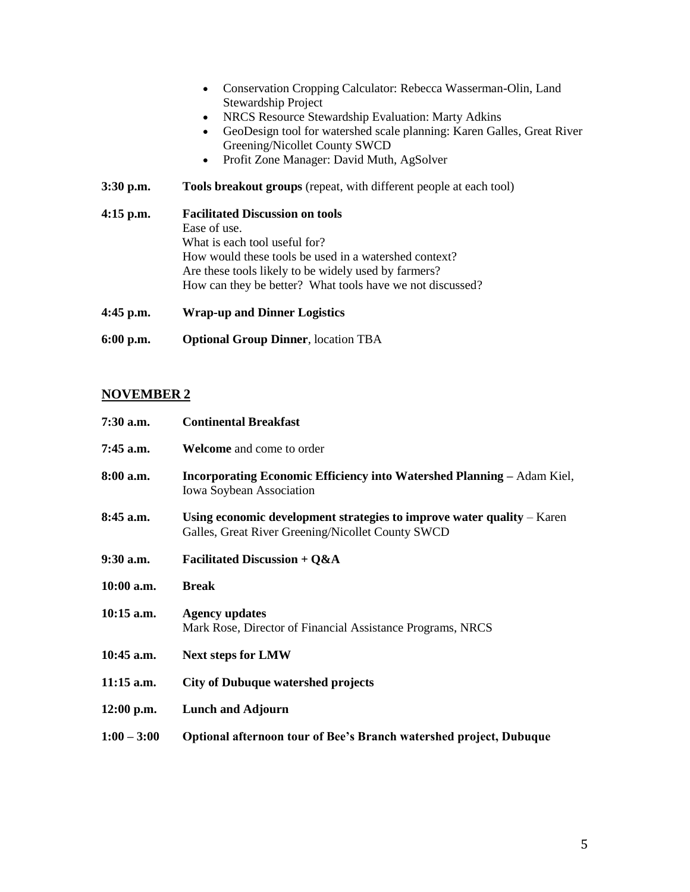- Conservation Cropping Calculator: Rebecca Wasserman-Olin, Land Stewardship Project
- NRCS Resource Stewardship Evaluation: Marty Adkins
- GeoDesign tool for watershed scale planning: Karen Galles, Great River Greening/Nicollet County SWCD
- Profit Zone Manager: David Muth, AgSolver

**3:30 p.m.** **Tools breakout groups** (repeat, with different people at each tool)

**4:15 p.m.** **Facilitated Discussion on tools**
Ease of use.
What is each tool useful for?
How would these tools be used in a watershed context?
Are these tools likely to be widely used by farmers?
How can they be better? What tools have we not discussed?

**4:45 p.m.** **Wrap-up and Dinner Logistics**

**6:00 p.m.** **Optional Group Dinner**, location TBA

## NOVEMBER 2

**7:30 a.m.** **Continental Breakfast**

**7:45 a.m.** **Welcome** and come to order

**8:00 a.m.** **Incorporating Economic Efficiency into Watershed Planning –** Adam Kiel, Iowa Soybean Association

**8:45 a.m.** **Using economic development strategies to improve water quality** – Karen Galles, Great River Greening/Nicollet County SWCD

**9:30 a.m.** **Facilitated Discussion + Q&A**

**10:00 a.m.** **Break**

**10:15 a.m.** **Agency updates**
Mark Rose, Director of Financial Assistance Programs, NRCS

**10:45 a.m.** **Next steps for LMW**

**11:15 a.m.** **City of Dubuque watershed projects**

**12:00 p.m.** **Lunch and Adjourn**

**1:00 – 3:00** **Optional afternoon tour of Bee's Branch watershed project, Dubuque**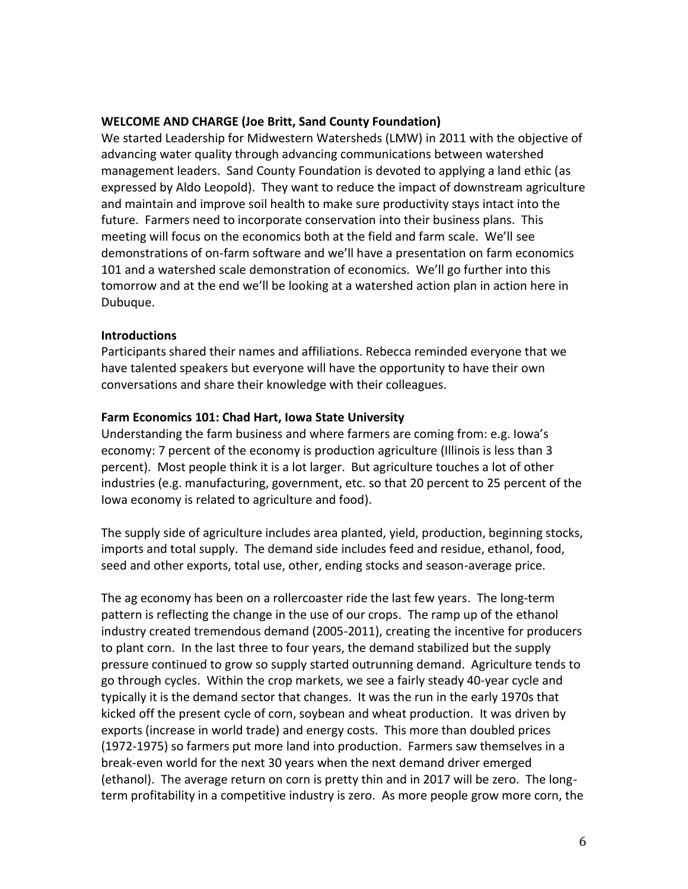**WELCOME AND CHARGE (Joe Britt, Sand County Foundation)**

We started Leadership for Midwestern Watersheds (LMW) in 2011 with the objective of advancing water quality through advancing communications between watershed management leaders. Sand County Foundation is devoted to applying a land ethic (as expressed by Aldo Leopold). They want to reduce the impact of downstream agriculture and maintain and improve soil health to make sure productivity stays intact into the future. Farmers need to incorporate conservation into their business plans. This meeting will focus on the economics both at the field and farm scale. We'll see demonstrations of on-farm software and we'll have a presentation on farm economics 101 and a watershed scale demonstration of economics. We'll go further into this tomorrow and at the end we'll be looking at a watershed action plan in action here in Dubuque.

**Introductions**

Participants shared their names and affiliations. Rebecca reminded everyone that we have talented speakers but everyone will have the opportunity to have their own conversations and share their knowledge with their colleagues.

**Farm Economics 101: Chad Hart, Iowa State University**

Understanding the farm business and where farmers are coming from: e.g. Iowa's economy: 7 percent of the economy is production agriculture (Illinois is less than 3 percent). Most people think it is a lot larger. But agriculture touches a lot of other industries (e.g. manufacturing, government, etc. so that 20 percent to 25 percent of the Iowa economy is related to agriculture and food).

The supply side of agriculture includes area planted, yield, production, beginning stocks, imports and total supply. The demand side includes feed and residue, ethanol, food, seed and other exports, total use, other, ending stocks and season-average price.

The ag economy has been on a rollercoaster ride the last few years. The long-term pattern is reflecting the change in the use of our crops. The ramp up of the ethanol industry created tremendous demand (2005-2011), creating the incentive for producers to plant corn. In the last three to four years, the demand stabilized but the supply pressure continued to grow so supply started outrunning demand. Agriculture tends to go through cycles. Within the crop markets, we see a fairly steady 40-year cycle and typically it is the demand sector that changes. It was the run in the early 1970s that kicked off the present cycle of corn, soybean and wheat production. It was driven by exports (increase in world trade) and energy costs. This more than doubled prices (1972-1975) so farmers put more land into production. Farmers saw themselves in a break-even world for the next 30 years when the next demand driver emerged (ethanol). The average return on corn is pretty thin and in 2017 will be zero. The long-term profitability in a competitive industry is zero. As more people grow more corn, the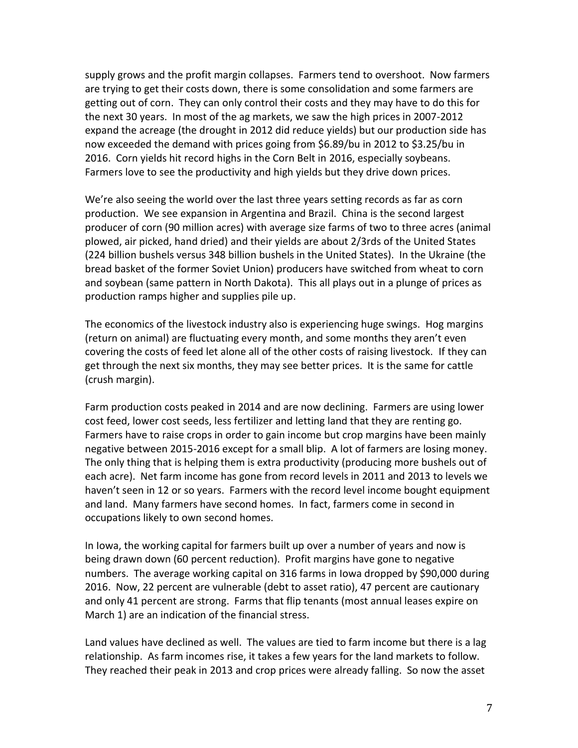supply grows and the profit margin collapses. Farmers tend to overshoot. Now farmers are trying to get their costs down, there is some consolidation and some farmers are getting out of corn. They can only control their costs and they may have to do this for the next 30 years. In most of the ag markets, we saw the high prices in 2007-2012 expand the acreage (the drought in 2012 did reduce yields) but our production side has now exceeded the demand with prices going from $6.89/bu in 2012 to $3.25/bu in 2016. Corn yields hit record highs in the Corn Belt in 2016, especially soybeans. Farmers love to see the productivity and high yields but they drive down prices.

We're also seeing the world over the last three years setting records as far as corn production. We see expansion in Argentina and Brazil. China is the second largest producer of corn (90 million acres) with average size farms of two to three acres (animal plowed, air picked, hand dried) and their yields are about 2/3rds of the United States (224 billion bushels versus 348 billion bushels in the United States). In the Ukraine (the bread basket of the former Soviet Union) producers have switched from wheat to corn and soybean (same pattern in North Dakota). This all plays out in a plunge of prices as production ramps higher and supplies pile up.

The economics of the livestock industry also is experiencing huge swings. Hog margins (return on animal) are fluctuating every month, and some months they aren't even covering the costs of feed let alone all of the other costs of raising livestock. If they can get through the next six months, they may see better prices. It is the same for cattle (crush margin).

Farm production costs peaked in 2014 and are now declining. Farmers are using lower cost feed, lower cost seeds, less fertilizer and letting land that they are renting go. Farmers have to raise crops in order to gain income but crop margins have been mainly negative between 2015-2016 except for a small blip. A lot of farmers are losing money. The only thing that is helping them is extra productivity (producing more bushels out of each acre). Net farm income has gone from record levels in 2011 and 2013 to levels we haven't seen in 12 or so years. Farmers with the record level income bought equipment and land. Many farmers have second homes. In fact, farmers come in second in occupations likely to own second homes.

In Iowa, the working capital for farmers built up over a number of years and now is being drawn down (60 percent reduction). Profit margins have gone to negative numbers. The average working capital on 316 farms in Iowa dropped by $90,000 during 2016. Now, 22 percent are vulnerable (debt to asset ratio), 47 percent are cautionary and only 41 percent are strong. Farms that flip tenants (most annual leases expire on March 1) are an indication of the financial stress.

Land values have declined as well. The values are tied to farm income but there is a lag relationship. As farm incomes rise, it takes a few years for the land markets to follow. They reached their peak in 2013 and crop prices were already falling. So now the asset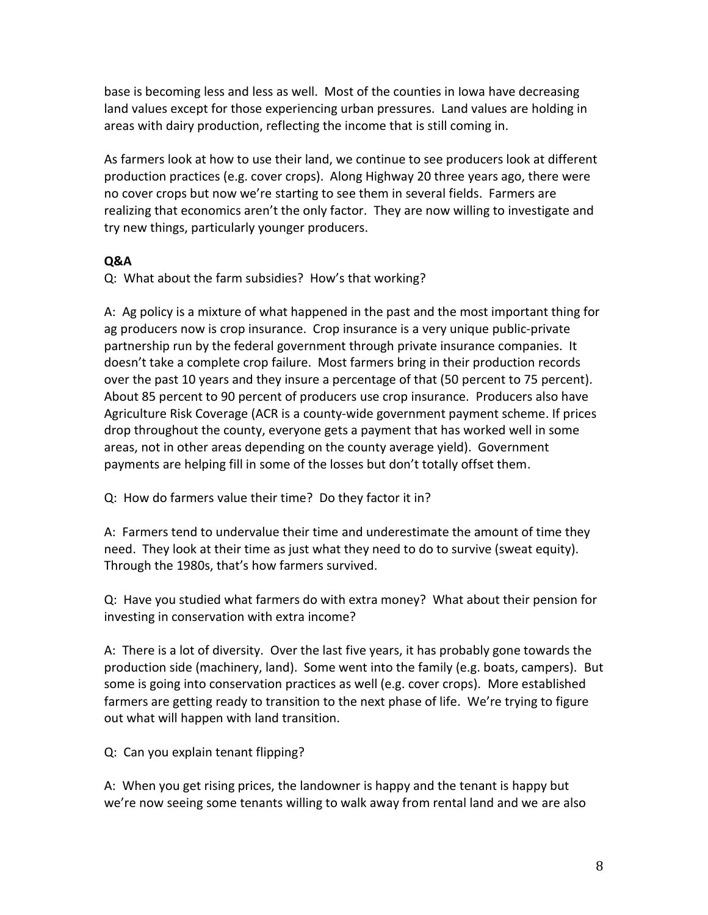base is becoming less and less as well. Most of the counties in Iowa have decreasing land values except for those experiencing urban pressures. Land values are holding in areas with dairy production, reflecting the income that is still coming in.

As farmers look at how to use their land, we continue to see producers look at different production practices (e.g. cover crops). Along Highway 20 three years ago, there were no cover crops but now we're starting to see them in several fields. Farmers are realizing that economics aren't the only factor. They are now willing to investigate and try new things, particularly younger producers.

**Q&A**

Q: What about the farm subsidies? How's that working?

A: Ag policy is a mixture of what happened in the past and the most important thing for ag producers now is crop insurance. Crop insurance is a very unique public-private partnership run by the federal government through private insurance companies. It doesn't take a complete crop failure. Most farmers bring in their production records over the past 10 years and they insure a percentage of that (50 percent to 75 percent). About 85 percent to 90 percent of producers use crop insurance. Producers also have Agriculture Risk Coverage (ACR is a county-wide government payment scheme. If prices drop throughout the county, everyone gets a payment that has worked well in some areas, not in other areas depending on the county average yield). Government payments are helping fill in some of the losses but don't totally offset them.

Q: How do farmers value their time? Do they factor it in?

A: Farmers tend to undervalue their time and underestimate the amount of time they need. They look at their time as just what they need to do to survive (sweat equity). Through the 1980s, that's how farmers survived.

Q: Have you studied what farmers do with extra money? What about their pension for investing in conservation with extra income?

A: There is a lot of diversity. Over the last five years, it has probably gone towards the production side (machinery, land). Some went into the family (e.g. boats, campers). But some is going into conservation practices as well (e.g. cover crops). More established farmers are getting ready to transition to the next phase of life. We're trying to figure out what will happen with land transition.

Q: Can you explain tenant flipping?

A: When you get rising prices, the landowner is happy and the tenant is happy but we're now seeing some tenants willing to walk away from rental land and we are also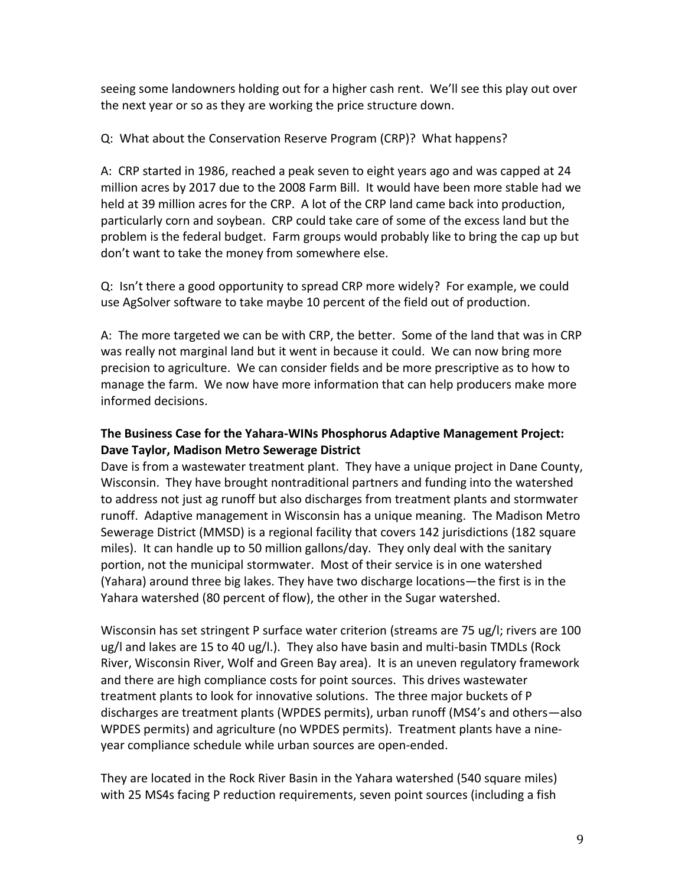seeing some landowners holding out for a higher cash rent. We'll see this play out over the next year or so as they are working the price structure down.

Q: What about the Conservation Reserve Program (CRP)? What happens?

A: CRP started in 1986, reached a peak seven to eight years ago and was capped at 24 million acres by 2017 due to the 2008 Farm Bill. It would have been more stable had we held at 39 million acres for the CRP. A lot of the CRP land came back into production, particularly corn and soybean. CRP could take care of some of the excess land but the problem is the federal budget. Farm groups would probably like to bring the cap up but don't want to take the money from somewhere else.

Q: Isn't there a good opportunity to spread CRP more widely? For example, we could use AgSolver software to take maybe 10 percent of the field out of production.

A: The more targeted we can be with CRP, the better. Some of the land that was in CRP was really not marginal land but it went in because it could. We can now bring more precision to agriculture. We can consider fields and be more prescriptive as to how to manage the farm. We now have more information that can help producers make more informed decisions.

**The Business Case for the Yahara-WINs Phosphorus Adaptive Management Project: Dave Taylor, Madison Metro Sewerage District**

Dave is from a wastewater treatment plant. They have a unique project in Dane County, Wisconsin. They have brought nontraditional partners and funding into the watershed to address not just ag runoff but also discharges from treatment plants and stormwater runoff. Adaptive management in Wisconsin has a unique meaning. The Madison Metro Sewerage District (MMSD) is a regional facility that covers 142 jurisdictions (182 square miles). It can handle up to 50 million gallons/day. They only deal with the sanitary portion, not the municipal stormwater. Most of their service is in one watershed (Yahara) around three big lakes. They have two discharge locations—the first is in the Yahara watershed (80 percent of flow), the other in the Sugar watershed.

Wisconsin has set stringent P surface water criterion (streams are 75 ug/l; rivers are 100 ug/l and lakes are 15 to 40 ug/l.). They also have basin and multi-basin TMDLs (Rock River, Wisconsin River, Wolf and Green Bay area). It is an uneven regulatory framework and there are high compliance costs for point sources. This drives wastewater treatment plants to look for innovative solutions. The three major buckets of P discharges are treatment plants (WPDES permits), urban runoff (MS4's and others—also WPDES permits) and agriculture (no WPDES permits). Treatment plants have a nine-year compliance schedule while urban sources are open-ended.

They are located in the Rock River Basin in the Yahara watershed (540 square miles) with 25 MS4s facing P reduction requirements, seven point sources (including a fish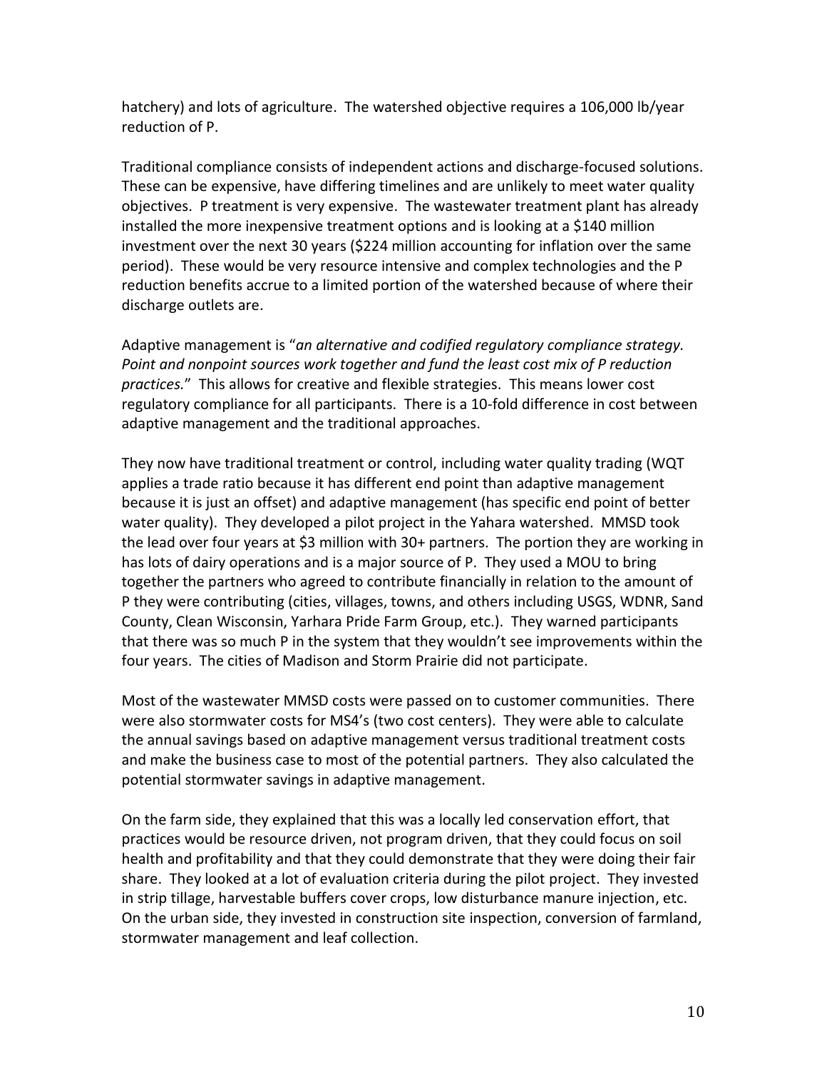hatchery) and lots of agriculture. The watershed objective requires a 106,000 lb/year reduction of P.

Traditional compliance consists of independent actions and discharge-focused solutions. These can be expensive, have differing timelines and are unlikely to meet water quality objectives. P treatment is very expensive. The wastewater treatment plant has already installed the more inexpensive treatment options and is looking at a $140 million investment over the next 30 years ($224 million accounting for inflation over the same period). These would be very resource intensive and complex technologies and the P reduction benefits accrue to a limited portion of the watershed because of where their discharge outlets are.

Adaptive management is "*an alternative and codified regulatory compliance strategy. Point and nonpoint sources work together and fund the least cost mix of P reduction practices.*" This allows for creative and flexible strategies. This means lower cost regulatory compliance for all participants. There is a 10-fold difference in cost between adaptive management and the traditional approaches.

They now have traditional treatment or control, including water quality trading (WQT applies a trade ratio because it has different end point than adaptive management because it is just an offset) and adaptive management (has specific end point of better water quality). They developed a pilot project in the Yahara watershed. MMSD took the lead over four years at $3 million with 30+ partners. The portion they are working in has lots of dairy operations and is a major source of P. They used a MOU to bring together the partners who agreed to contribute financially in relation to the amount of P they were contributing (cities, villages, towns, and others including USGS, WDNR, Sand County, Clean Wisconsin, Yarhara Pride Farm Group, etc.). They warned participants that there was so much P in the system that they wouldn't see improvements within the four years. The cities of Madison and Storm Prairie did not participate.

Most of the wastewater MMSD costs were passed on to customer communities. There were also stormwater costs for MS4's (two cost centers). They were able to calculate the annual savings based on adaptive management versus traditional treatment costs and make the business case to most of the potential partners. They also calculated the potential stormwater savings in adaptive management.

On the farm side, they explained that this was a locally led conservation effort, that practices would be resource driven, not program driven, that they could focus on soil health and profitability and that they could demonstrate that they were doing their fair share. They looked at a lot of evaluation criteria during the pilot project. They invested in strip tillage, harvestable buffers cover crops, low disturbance manure injection, etc. On the urban side, they invested in construction site inspection, conversion of farmland, stormwater management and leaf collection.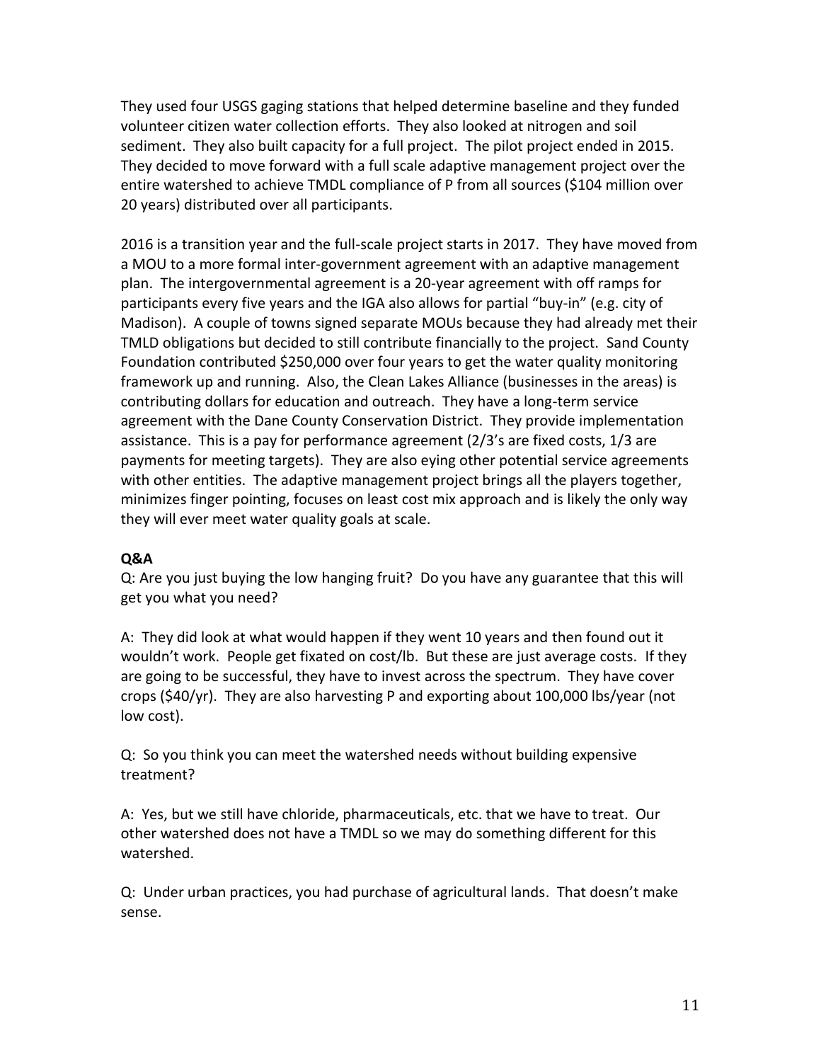They used four USGS gaging stations that helped determine baseline and they funded volunteer citizen water collection efforts. They also looked at nitrogen and soil sediment. They also built capacity for a full project. The pilot project ended in 2015. They decided to move forward with a full scale adaptive management project over the entire watershed to achieve TMDL compliance of P from all sources ($104 million over 20 years) distributed over all participants.

2016 is a transition year and the full-scale project starts in 2017. They have moved from a MOU to a more formal inter-government agreement with an adaptive management plan. The intergovernmental agreement is a 20-year agreement with off ramps for participants every five years and the IGA also allows for partial "buy-in" (e.g. city of Madison). A couple of towns signed separate MOUs because they had already met their TMLD obligations but decided to still contribute financially to the project. Sand County Foundation contributed $250,000 over four years to get the water quality monitoring framework up and running. Also, the Clean Lakes Alliance (businesses in the areas) is contributing dollars for education and outreach. They have a long-term service agreement with the Dane County Conservation District. They provide implementation assistance. This is a pay for performance agreement (2/3's are fixed costs, 1/3 are payments for meeting targets). They are also eying other potential service agreements with other entities. The adaptive management project brings all the players together, minimizes finger pointing, focuses on least cost mix approach and is likely the only way they will ever meet water quality goals at scale.

**Q&A**

Q: Are you just buying the low hanging fruit? Do you have any guarantee that this will get you what you need?

A: They did look at what would happen if they went 10 years and then found out it wouldn't work. People get fixated on cost/lb. But these are just average costs. If they are going to be successful, they have to invest across the spectrum. They have cover crops ($40/yr). They are also harvesting P and exporting about 100,000 lbs/year (not low cost).

Q: So you think you can meet the watershed needs without building expensive treatment?

A: Yes, but we still have chloride, pharmaceuticals, etc. that we have to treat. Our other watershed does not have a TMDL so we may do something different for this watershed.

Q: Under urban practices, you had purchase of agricultural lands. That doesn't make sense.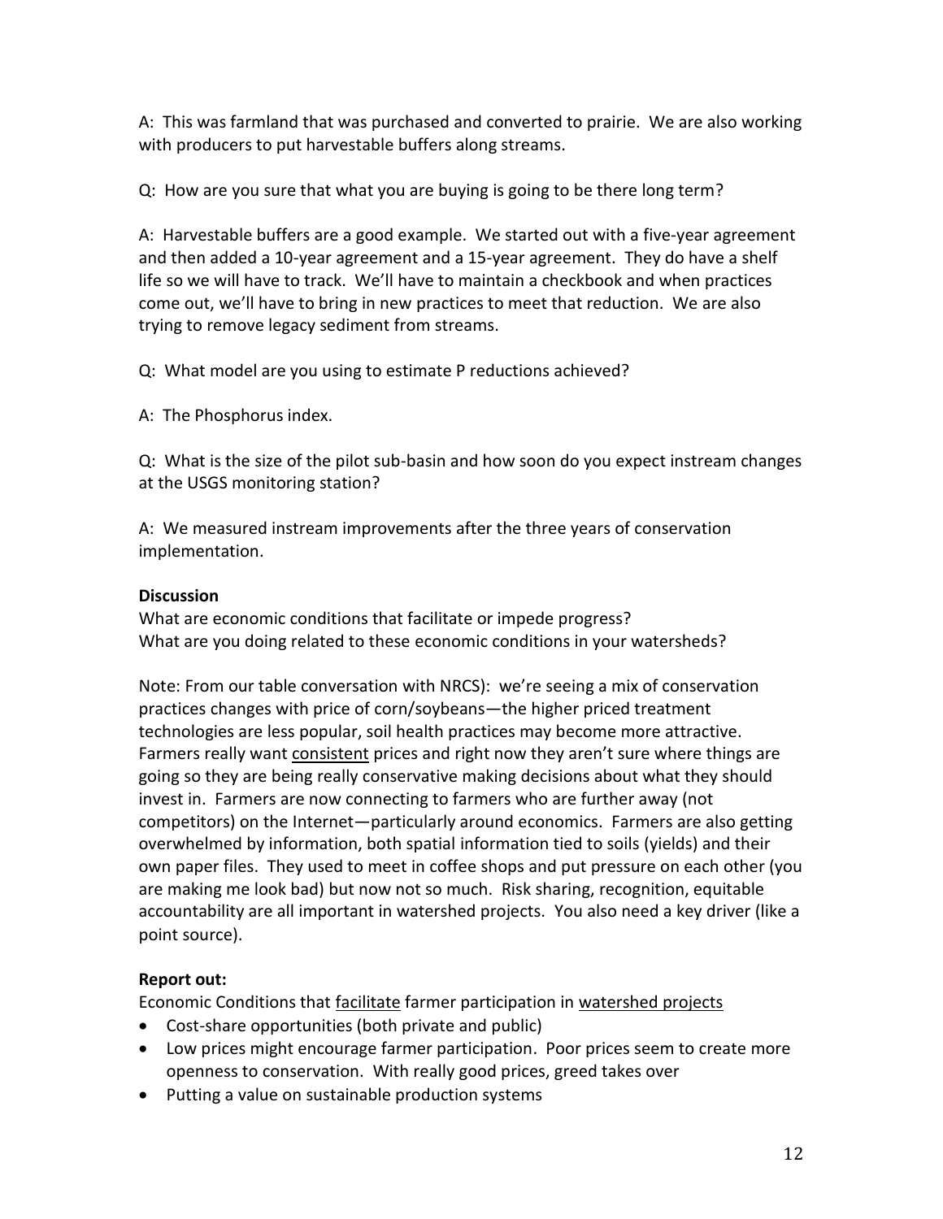A: This was farmland that was purchased and converted to prairie. We are also working with producers to put harvestable buffers along streams.

Q: How are you sure that what you are buying is going to be there long term?

A: Harvestable buffers are a good example. We started out with a five-year agreement and then added a 10-year agreement and a 15-year agreement. They do have a shelf life so we will have to track. We'll have to maintain a checkbook and when practices come out, we'll have to bring in new practices to meet that reduction. We are also trying to remove legacy sediment from streams.

Q: What model are you using to estimate P reductions achieved?

A: The Phosphorus index.

Q: What is the size of the pilot sub-basin and how soon do you expect instream changes at the USGS monitoring station?

A: We measured instream improvements after the three years of conservation implementation.

**Discussion**
What are economic conditions that facilitate or impede progress?
What are you doing related to these economic conditions in your watersheds?

Note: From our table conversation with NRCS): we're seeing a mix of conservation practices changes with price of corn/soybeans—the higher priced treatment technologies are less popular, soil health practices may become more attractive. Farmers really want <u>consistent</u> prices and right now they aren't sure where things are going so they are being really conservative making decisions about what they should invest in. Farmers are now connecting to farmers who are further away (not competitors) on the Internet—particularly around economics. Farmers are also getting overwhelmed by information, both spatial information tied to soils (yields) and their own paper files. They used to meet in coffee shops and put pressure on each other (you are making me look bad) but now not so much. Risk sharing, recognition, equitable accountability are all important in watershed projects. You also need a key driver (like a point source).

**Report out:**
Economic Conditions that <u>facilitate</u> farmer participation in <u>watershed projects</u>

- Cost-share opportunities (both private and public)
- Low prices might encourage farmer participation. Poor prices seem to create more openness to conservation. With really good prices, greed takes over
- Putting a value on sustainable production systems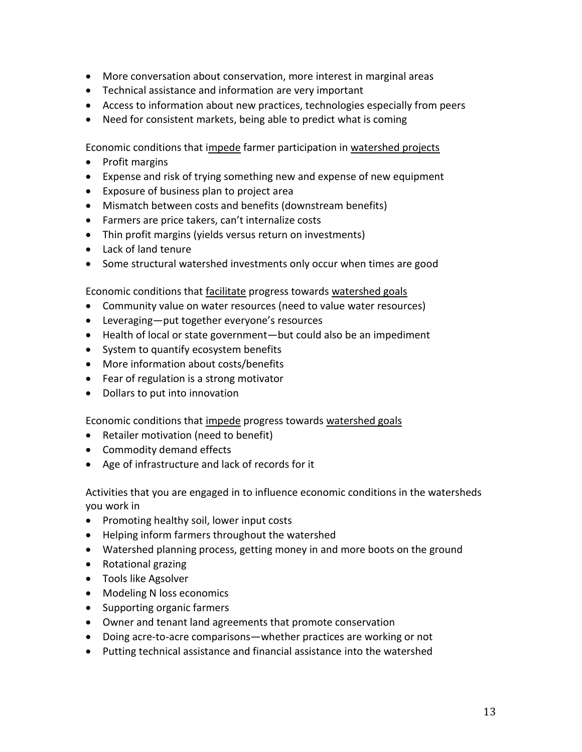- More conversation about conservation, more interest in marginal areas
- Technical assistance and information are very important
- Access to information about new practices, technologies especially from peers
- Need for consistent markets, being able to predict what is coming

Economic conditions that impede farmer participation in watershed projects

- Profit margins
- Expense and risk of trying something new and expense of new equipment
- Exposure of business plan to project area
- Mismatch between costs and benefits (downstream benefits)
- Farmers are price takers, can't internalize costs
- Thin profit margins (yields versus return on investments)
- Lack of land tenure
- Some structural watershed investments only occur when times are good

Economic conditions that facilitate progress towards watershed goals

- Community value on water resources (need to value water resources)
- Leveraging—put together everyone's resources
- Health of local or state government—but could also be an impediment
- System to quantify ecosystem benefits
- More information about costs/benefits
- Fear of regulation is a strong motivator
- Dollars to put into innovation

Economic conditions that impede progress towards watershed goals

- Retailer motivation (need to benefit)
- Commodity demand effects
- Age of infrastructure and lack of records for it

Activities that you are engaged in to influence economic conditions in the watersheds you work in

- Promoting healthy soil, lower input costs
- Helping inform farmers throughout the watershed
- Watershed planning process, getting money in and more boots on the ground
- Rotational grazing
- Tools like Agsolver
- Modeling N loss economics
- Supporting organic farmers
- Owner and tenant land agreements that promote conservation
- Doing acre-to-acre comparisons—whether practices are working or not
- Putting technical assistance and financial assistance into the watershed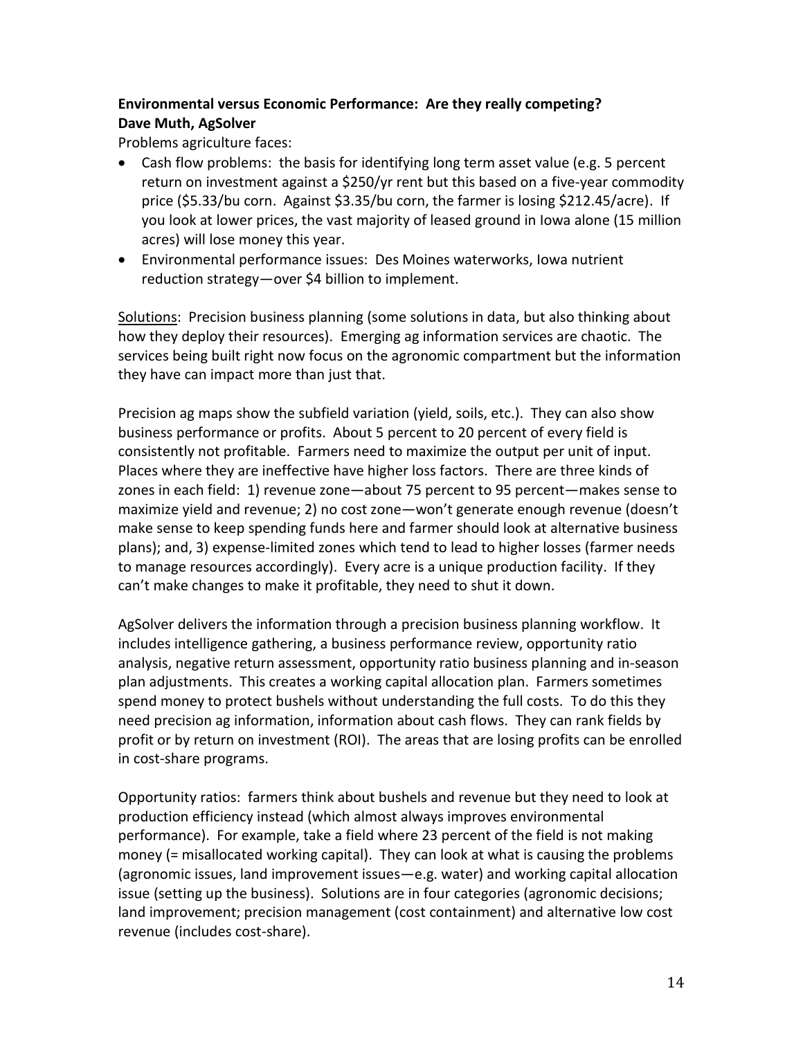**Environmental versus Economic Performance: Are they really competing?**
**Dave Muth, AgSolver**

Problems agriculture faces:

- Cash flow problems: the basis for identifying long term asset value (e.g. 5 percent return on investment against a $250/yr rent but this based on a five-year commodity price ($5.33/bu corn. Against $3.35/bu corn, the farmer is losing $212.45/acre). If you look at lower prices, the vast majority of leased ground in Iowa alone (15 million acres) will lose money this year.
- Environmental performance issues: Des Moines waterworks, Iowa nutrient reduction strategy—over $4 billion to implement.

<u>Solutions</u>: Precision business planning (some solutions in data, but also thinking about how they deploy their resources). Emerging ag information services are chaotic. The services being built right now focus on the agronomic compartment but the information they have can impact more than just that.

Precision ag maps show the subfield variation (yield, soils, etc.). They can also show business performance or profits. About 5 percent to 20 percent of every field is consistently not profitable. Farmers need to maximize the output per unit of input. Places where they are ineffective have higher loss factors. There are three kinds of zones in each field: 1) revenue zone—about 75 percent to 95 percent—makes sense to maximize yield and revenue; 2) no cost zone—won't generate enough revenue (doesn't make sense to keep spending funds here and farmer should look at alternative business plans); and, 3) expense-limited zones which tend to lead to higher losses (farmer needs to manage resources accordingly). Every acre is a unique production facility. If they can't make changes to make it profitable, they need to shut it down.

AgSolver delivers the information through a precision business planning workflow. It includes intelligence gathering, a business performance review, opportunity ratio analysis, negative return assessment, opportunity ratio business planning and in-season plan adjustments. This creates a working capital allocation plan. Farmers sometimes spend money to protect bushels without understanding the full costs. To do this they need precision ag information, information about cash flows. They can rank fields by profit or by return on investment (ROI). The areas that are losing profits can be enrolled in cost-share programs.

Opportunity ratios: farmers think about bushels and revenue but they need to look at production efficiency instead (which almost always improves environmental performance). For example, take a field where 23 percent of the field is not making money (= misallocated working capital). They can look at what is causing the problems (agronomic issues, land improvement issues—e.g. water) and working capital allocation issue (setting up the business). Solutions are in four categories (agronomic decisions; land improvement; precision management (cost containment) and alternative low cost revenue (includes cost-share).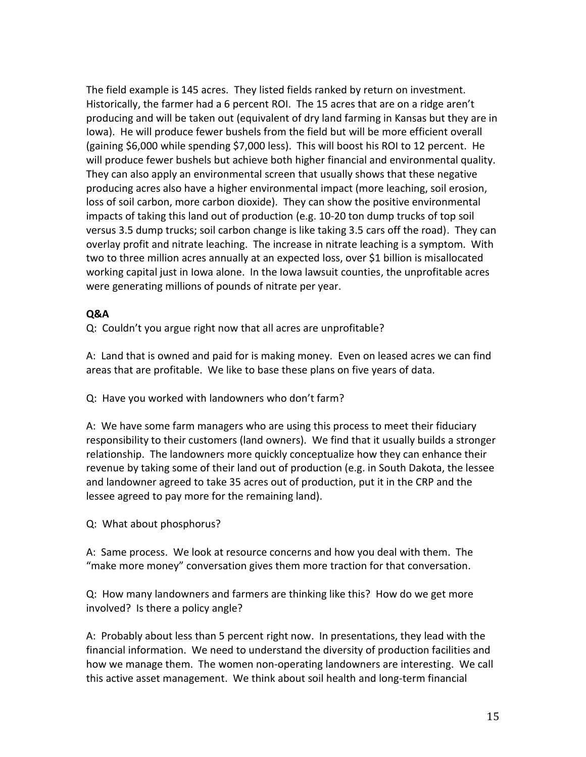The field example is 145 acres. They listed fields ranked by return on investment. Historically, the farmer had a 6 percent ROI. The 15 acres that are on a ridge aren't producing and will be taken out (equivalent of dry land farming in Kansas but they are in Iowa). He will produce fewer bushels from the field but will be more efficient overall (gaining $6,000 while spending $7,000 less). This will boost his ROI to 12 percent. He will produce fewer bushels but achieve both higher financial and environmental quality. They can also apply an environmental screen that usually shows that these negative producing acres also have a higher environmental impact (more leaching, soil erosion, loss of soil carbon, more carbon dioxide). They can show the positive environmental impacts of taking this land out of production (e.g. 10-20 ton dump trucks of top soil versus 3.5 dump trucks; soil carbon change is like taking 3.5 cars off the road). They can overlay profit and nitrate leaching. The increase in nitrate leaching is a symptom. With two to three million acres annually at an expected loss, over $1 billion is misallocated working capital just in Iowa alone. In the Iowa lawsuit counties, the unprofitable acres were generating millions of pounds of nitrate per year.

**Q&A**

Q: Couldn't you argue right now that all acres are unprofitable?

A: Land that is owned and paid for is making money. Even on leased acres we can find areas that are profitable. We like to base these plans on five years of data.

Q: Have you worked with landowners who don't farm?

A: We have some farm managers who are using this process to meet their fiduciary responsibility to their customers (land owners). We find that it usually builds a stronger relationship. The landowners more quickly conceptualize how they can enhance their revenue by taking some of their land out of production (e.g. in South Dakota, the lessee and landowner agreed to take 35 acres out of production, put it in the CRP and the lessee agreed to pay more for the remaining land).

Q: What about phosphorus?

A: Same process. We look at resource concerns and how you deal with them. The "make more money" conversation gives them more traction for that conversation.

Q: How many landowners and farmers are thinking like this? How do we get more involved? Is there a policy angle?

A: Probably about less than 5 percent right now. In presentations, they lead with the financial information. We need to understand the diversity of production facilities and how we manage them. The women non-operating landowners are interesting. We call this active asset management. We think about soil health and long-term financial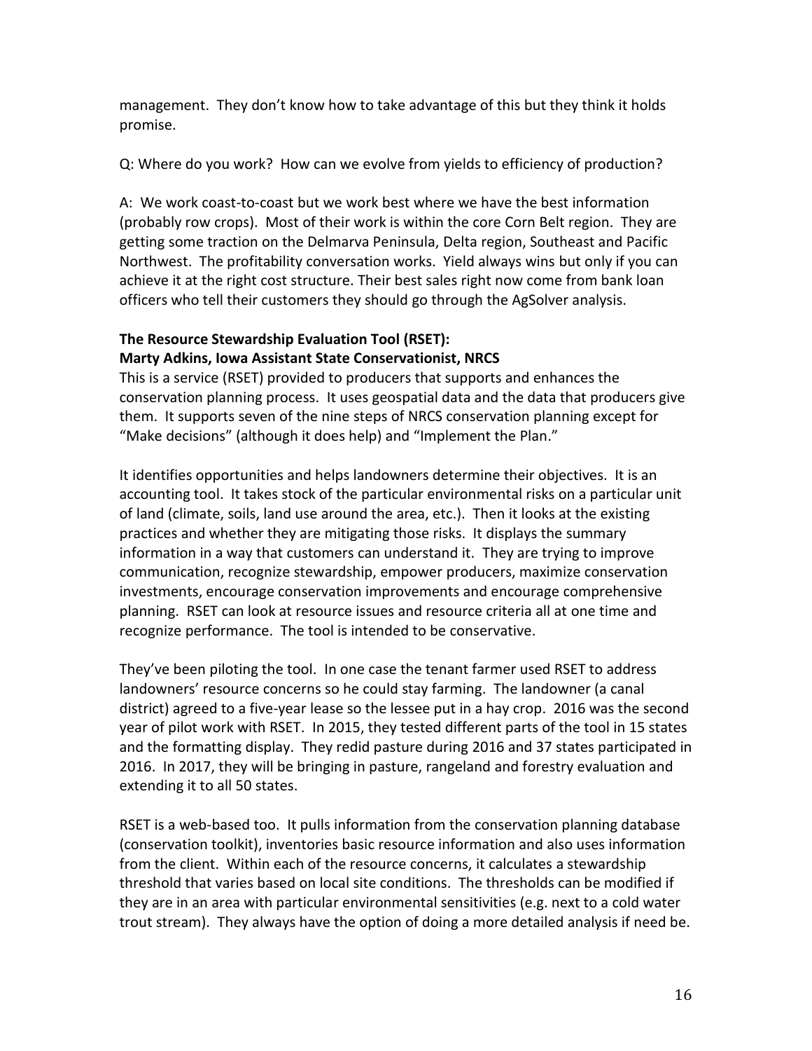management. They don't know how to take advantage of this but they think it holds promise.

Q: Where do you work? How can we evolve from yields to efficiency of production?

A: We work coast-to-coast but we work best where we have the best information (probably row crops). Most of their work is within the core Corn Belt region. They are getting some traction on the Delmarva Peninsula, Delta region, Southeast and Pacific Northwest. The profitability conversation works. Yield always wins but only if you can achieve it at the right cost structure. Their best sales right now come from bank loan officers who tell their customers they should go through the AgSolver analysis.

**The Resource Stewardship Evaluation Tool (RSET):**
**Marty Adkins, Iowa Assistant State Conservationist, NRCS**

This is a service (RSET) provided to producers that supports and enhances the conservation planning process. It uses geospatial data and the data that producers give them. It supports seven of the nine steps of NRCS conservation planning except for "Make decisions" (although it does help) and "Implement the Plan."

It identifies opportunities and helps landowners determine their objectives. It is an accounting tool. It takes stock of the particular environmental risks on a particular unit of land (climate, soils, land use around the area, etc.). Then it looks at the existing practices and whether they are mitigating those risks. It displays the summary information in a way that customers can understand it. They are trying to improve communication, recognize stewardship, empower producers, maximize conservation investments, encourage conservation improvements and encourage comprehensive planning. RSET can look at resource issues and resource criteria all at one time and recognize performance. The tool is intended to be conservative.

They've been piloting the tool. In one case the tenant farmer used RSET to address landowners' resource concerns so he could stay farming. The landowner (a canal district) agreed to a five-year lease so the lessee put in a hay crop. 2016 was the second year of pilot work with RSET. In 2015, they tested different parts of the tool in 15 states and the formatting display. They redid pasture during 2016 and 37 states participated in 2016. In 2017, they will be bringing in pasture, rangeland and forestry evaluation and extending it to all 50 states.

RSET is a web-based too. It pulls information from the conservation planning database (conservation toolkit), inventories basic resource information and also uses information from the client. Within each of the resource concerns, it calculates a stewardship threshold that varies based on local site conditions. The thresholds can be modified if they are in an area with particular environmental sensitivities (e.g. next to a cold water trout stream). They always have the option of doing a more detailed analysis if need be.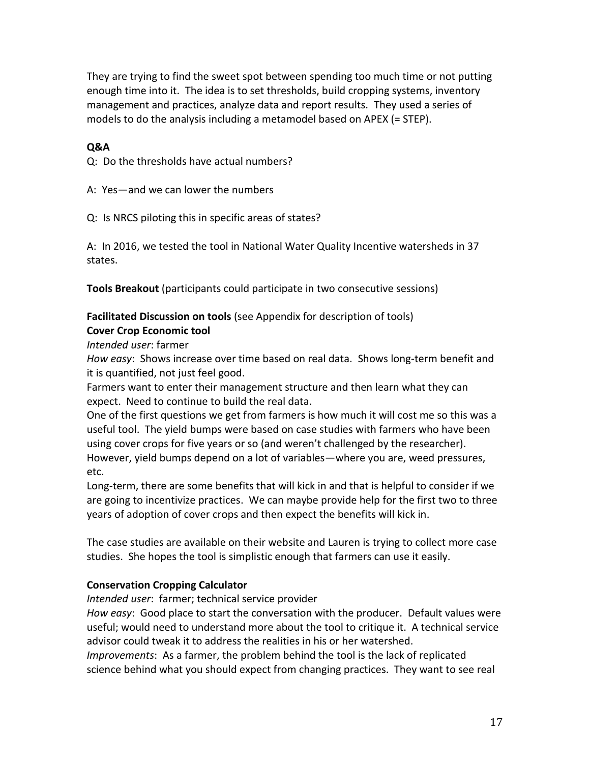They are trying to find the sweet spot between spending too much time or not putting enough time into it. The idea is to set thresholds, build cropping systems, inventory management and practices, analyze data and report results. They used a series of models to do the analysis including a metamodel based on APEX (= STEP).

**Q&A**

Q: Do the thresholds have actual numbers?

A: Yes—and we can lower the numbers

Q: Is NRCS piloting this in specific areas of states?

A: In 2016, we tested the tool in National Water Quality Incentive watersheds in 37 states.

**Tools Breakout** (participants could participate in two consecutive sessions)

**Facilitated Discussion on tools** (see Appendix for description of tools)

**Cover Crop Economic tool**

*Intended user*: farmer

*How easy*: Shows increase over time based on real data. Shows long-term benefit and it is quantified, not just feel good.

Farmers want to enter their management structure and then learn what they can expect. Need to continue to build the real data.

One of the first questions we get from farmers is how much it will cost me so this was a useful tool. The yield bumps were based on case studies with farmers who have been using cover crops for five years or so (and weren't challenged by the researcher). However, yield bumps depend on a lot of variables—where you are, weed pressures, etc.

Long-term, there are some benefits that will kick in and that is helpful to consider if we are going to incentivize practices. We can maybe provide help for the first two to three years of adoption of cover crops and then expect the benefits will kick in.

The case studies are available on their website and Lauren is trying to collect more case studies. She hopes the tool is simplistic enough that farmers can use it easily.

**Conservation Cropping Calculator**

*Intended user*: farmer; technical service provider

*How easy*: Good place to start the conversation with the producer. Default values were useful; would need to understand more about the tool to critique it. A technical service advisor could tweak it to address the realities in his or her watershed.

*Improvements*: As a farmer, the problem behind the tool is the lack of replicated science behind what you should expect from changing practices. They want to see real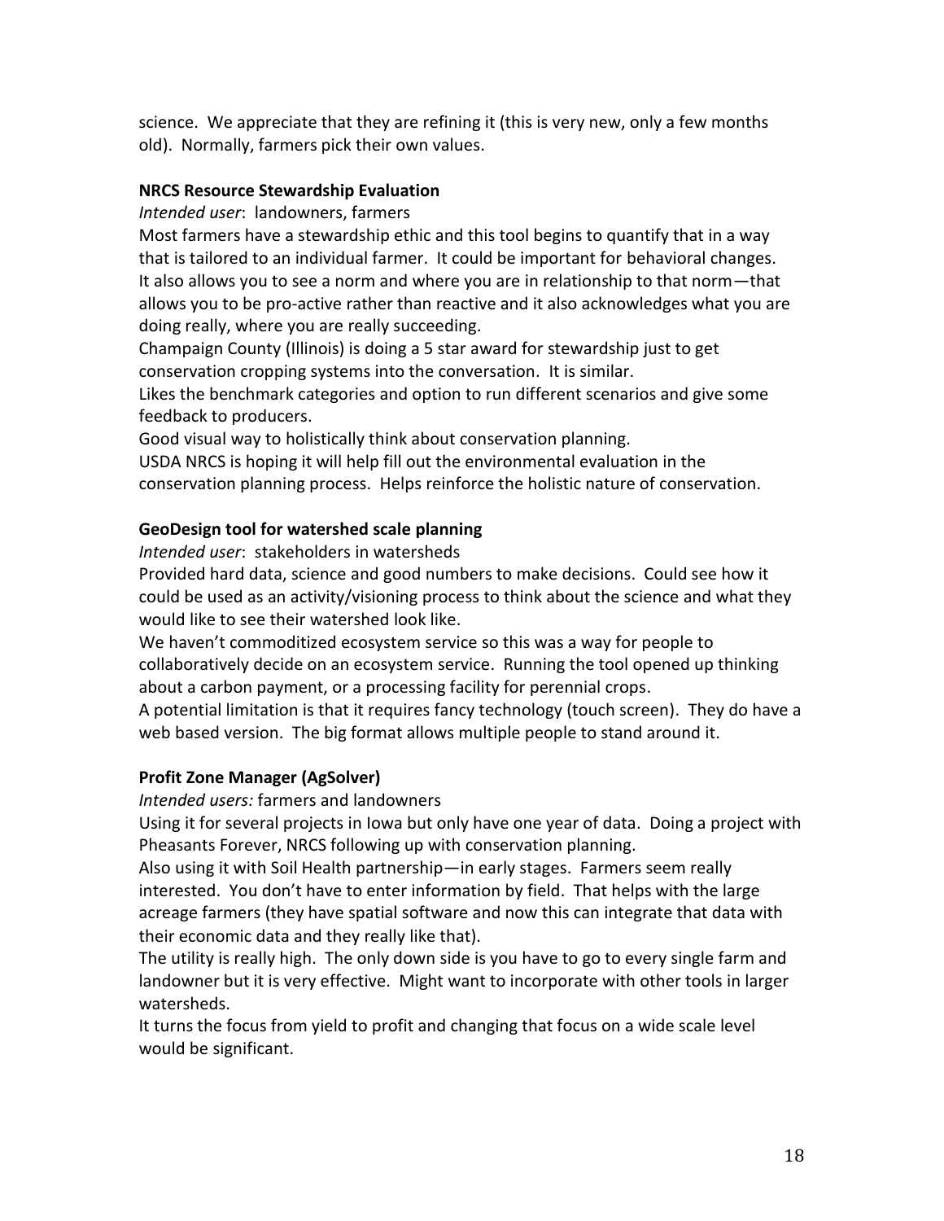science. We appreciate that they are refining it (this is very new, only a few months old). Normally, farmers pick their own values.

**NRCS Resource Stewardship Evaluation**

*Intended user*: landowners, farmers

Most farmers have a stewardship ethic and this tool begins to quantify that in a way that is tailored to an individual farmer. It could be important for behavioral changes. It also allows you to see a norm and where you are in relationship to that norm—that allows you to be pro-active rather than reactive and it also acknowledges what you are doing really, where you are really succeeding.

Champaign County (Illinois) is doing a 5 star award for stewardship just to get conservation cropping systems into the conversation. It is similar.

Likes the benchmark categories and option to run different scenarios and give some feedback to producers.

Good visual way to holistically think about conservation planning.

USDA NRCS is hoping it will help fill out the environmental evaluation in the conservation planning process. Helps reinforce the holistic nature of conservation.

**GeoDesign tool for watershed scale planning**

*Intended user*: stakeholders in watersheds

Provided hard data, science and good numbers to make decisions. Could see how it could be used as an activity/visioning process to think about the science and what they would like to see their watershed look like.

We haven't commoditized ecosystem service so this was a way for people to collaboratively decide on an ecosystem service. Running the tool opened up thinking about a carbon payment, or a processing facility for perennial crops.

A potential limitation is that it requires fancy technology (touch screen). They do have a web based version. The big format allows multiple people to stand around it.

**Profit Zone Manager (AgSolver)**

*Intended users:* farmers and landowners

Using it for several projects in Iowa but only have one year of data. Doing a project with Pheasants Forever, NRCS following up with conservation planning.

Also using it with Soil Health partnership—in early stages. Farmers seem really interested. You don't have to enter information by field. That helps with the large acreage farmers (they have spatial software and now this can integrate that data with their economic data and they really like that).

The utility is really high. The only down side is you have to go to every single farm and landowner but it is very effective. Might want to incorporate with other tools in larger watersheds.

It turns the focus from yield to profit and changing that focus on a wide scale level would be significant.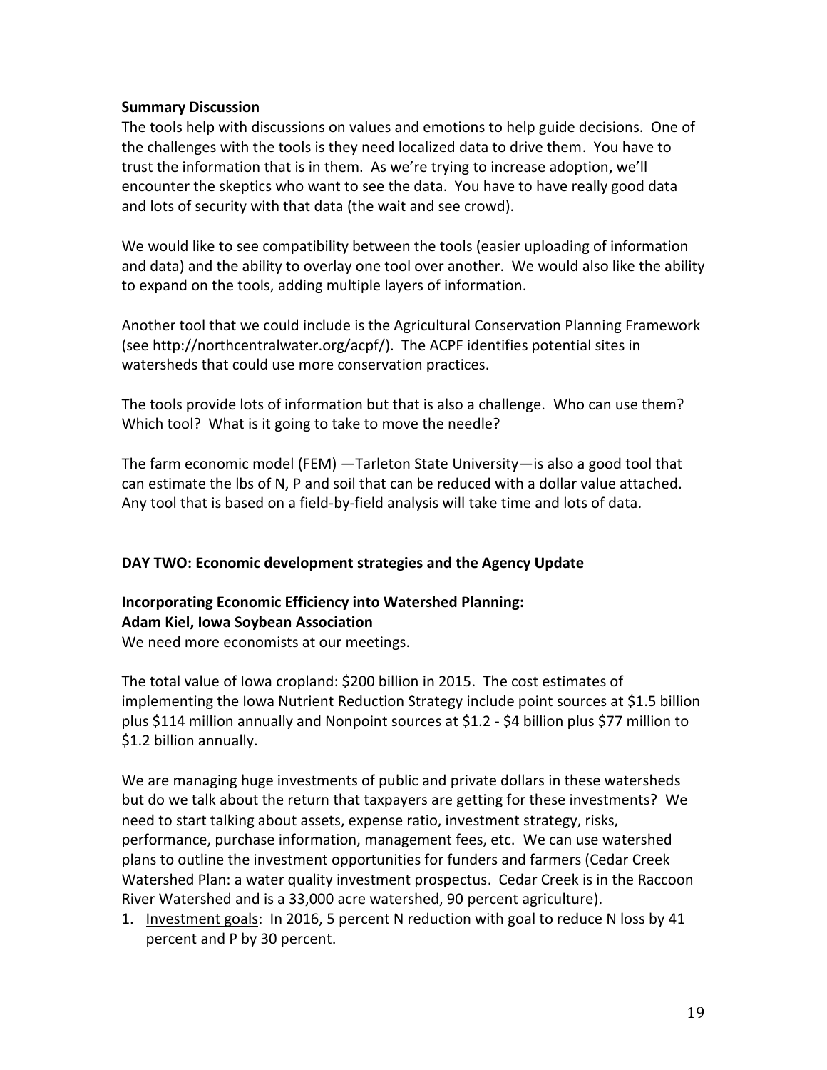**Summary Discussion**

The tools help with discussions on values and emotions to help guide decisions. One of the challenges with the tools is they need localized data to drive them. You have to trust the information that is in them. As we're trying to increase adoption, we'll encounter the skeptics who want to see the data. You have to have really good data and lots of security with that data (the wait and see crowd).

We would like to see compatibility between the tools (easier uploading of information and data) and the ability to overlay one tool over another. We would also like the ability to expand on the tools, adding multiple layers of information.

Another tool that we could include is the Agricultural Conservation Planning Framework (see http://northcentralwater.org/acpf/). The ACPF identifies potential sites in watersheds that could use more conservation practices.

The tools provide lots of information but that is also a challenge. Who can use them? Which tool? What is it going to take to move the needle?

The farm economic model (FEM) —Tarleton State University—is also a good tool that can estimate the lbs of N, P and soil that can be reduced with a dollar value attached. Any tool that is based on a field-by-field analysis will take time and lots of data.

**DAY TWO: Economic development strategies and the Agency Update**

**Incorporating Economic Efficiency into Watershed Planning:**
**Adam Kiel, Iowa Soybean Association**

We need more economists at our meetings.

The total value of Iowa cropland: $200 billion in 2015. The cost estimates of implementing the Iowa Nutrient Reduction Strategy include point sources at $1.5 billion plus $114 million annually and Nonpoint sources at $1.2 - $4 billion plus $77 million to $1.2 billion annually.

We are managing huge investments of public and private dollars in these watersheds but do we talk about the return that taxpayers are getting for these investments? We need to start talking about assets, expense ratio, investment strategy, risks, performance, purchase information, management fees, etc. We can use watershed plans to outline the investment opportunities for funders and farmers (Cedar Creek Watershed Plan: a water quality investment prospectus. Cedar Creek is in the Raccoon River Watershed and is a 33,000 acre watershed, 90 percent agriculture).

1. Investment goals: In 2016, 5 percent N reduction with goal to reduce N loss by 41 percent and P by 30 percent.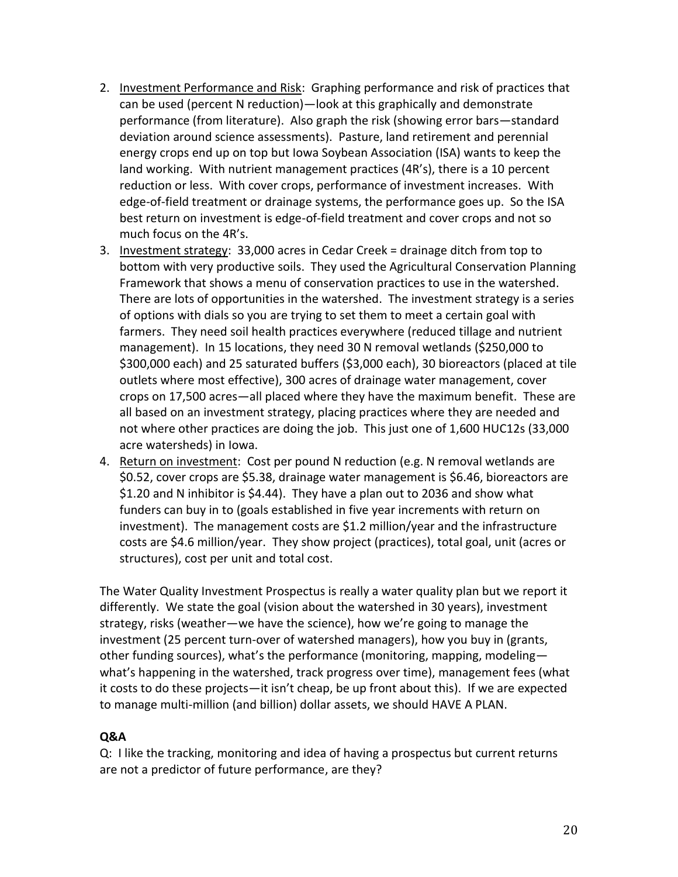2. <u>Investment Performance and Risk</u>: Graphing performance and risk of practices that can be used (percent N reduction)—look at this graphically and demonstrate performance (from literature). Also graph the risk (showing error bars—standard deviation around science assessments). Pasture, land retirement and perennial energy crops end up on top but Iowa Soybean Association (ISA) wants to keep the land working. With nutrient management practices (4R's), there is a 10 percent reduction or less. With cover crops, performance of investment increases. With edge-of-field treatment or drainage systems, the performance goes up. So the ISA best return on investment is edge-of-field treatment and cover crops and not so much focus on the 4R's.
3. <u>Investment strategy</u>: 33,000 acres in Cedar Creek = drainage ditch from top to bottom with very productive soils. They used the Agricultural Conservation Planning Framework that shows a menu of conservation practices to use in the watershed. There are lots of opportunities in the watershed. The investment strategy is a series of options with dials so you are trying to set them to meet a certain goal with farmers. They need soil health practices everywhere (reduced tillage and nutrient management). In 15 locations, they need 30 N removal wetlands ($250,000 to $300,000 each) and 25 saturated buffers ($3,000 each), 30 bioreactors (placed at tile outlets where most effective), 300 acres of drainage water management, cover crops on 17,500 acres—all placed where they have the maximum benefit. These are all based on an investment strategy, placing practices where they are needed and not where other practices are doing the job. This just one of 1,600 HUC12s (33,000 acre watersheds) in Iowa.
4. <u>Return on investment</u>: Cost per pound N reduction (e.g. N removal wetlands are $0.52, cover crops are $5.38, drainage water management is $6.46, bioreactors are $1.20 and N inhibitor is $4.44). They have a plan out to 2036 and show what funders can buy in to (goals established in five year increments with return on investment). The management costs are $1.2 million/year and the infrastructure costs are $4.6 million/year. They show project (practices), total goal, unit (acres or structures), cost per unit and total cost.

The Water Quality Investment Prospectus is really a water quality plan but we report it differently. We state the goal (vision about the watershed in 30 years), investment strategy, risks (weather—we have the science), how we're going to manage the investment (25 percent turn-over of watershed managers), how you buy in (grants, other funding sources), what's the performance (monitoring, mapping, modeling—what's happening in the watershed, track progress over time), management fees (what it costs to do these projects—it isn't cheap, be up front about this). If we are expected to manage multi-million (and billion) dollar assets, we should HAVE A PLAN.

**Q&A**

Q: I like the tracking, monitoring and idea of having a prospectus but current returns are not a predictor of future performance, are they?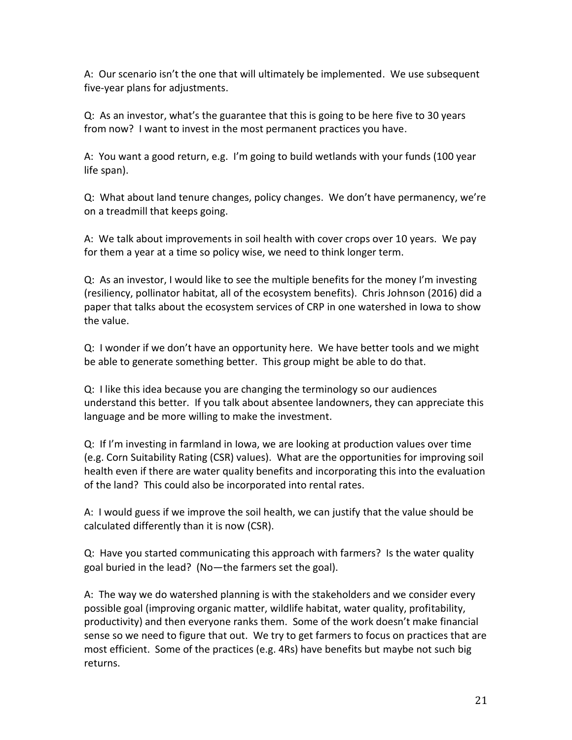A: Our scenario isn't the one that will ultimately be implemented. We use subsequent five-year plans for adjustments.

Q: As an investor, what's the guarantee that this is going to be here five to 30 years from now? I want to invest in the most permanent practices you have.

A: You want a good return, e.g. I'm going to build wetlands with your funds (100 year life span).

Q: What about land tenure changes, policy changes. We don't have permanency, we're on a treadmill that keeps going.

A: We talk about improvements in soil health with cover crops over 10 years. We pay for them a year at a time so policy wise, we need to think longer term.

Q: As an investor, I would like to see the multiple benefits for the money I'm investing (resiliency, pollinator habitat, all of the ecosystem benefits). Chris Johnson (2016) did a paper that talks about the ecosystem services of CRP in one watershed in Iowa to show the value.

Q: I wonder if we don't have an opportunity here. We have better tools and we might be able to generate something better. This group might be able to do that.

Q: I like this idea because you are changing the terminology so our audiences understand this better. If you talk about absentee landowners, they can appreciate this language and be more willing to make the investment.

Q: If I'm investing in farmland in Iowa, we are looking at production values over time (e.g. Corn Suitability Rating (CSR) values). What are the opportunities for improving soil health even if there are water quality benefits and incorporating this into the evaluation of the land? This could also be incorporated into rental rates.

A: I would guess if we improve the soil health, we can justify that the value should be calculated differently than it is now (CSR).

Q: Have you started communicating this approach with farmers? Is the water quality goal buried in the lead? (No—the farmers set the goal).

A: The way we do watershed planning is with the stakeholders and we consider every possible goal (improving organic matter, wildlife habitat, water quality, profitability, productivity) and then everyone ranks them. Some of the work doesn't make financial sense so we need to figure that out. We try to get farmers to focus on practices that are most efficient. Some of the practices (e.g. 4Rs) have benefits but maybe not such big returns.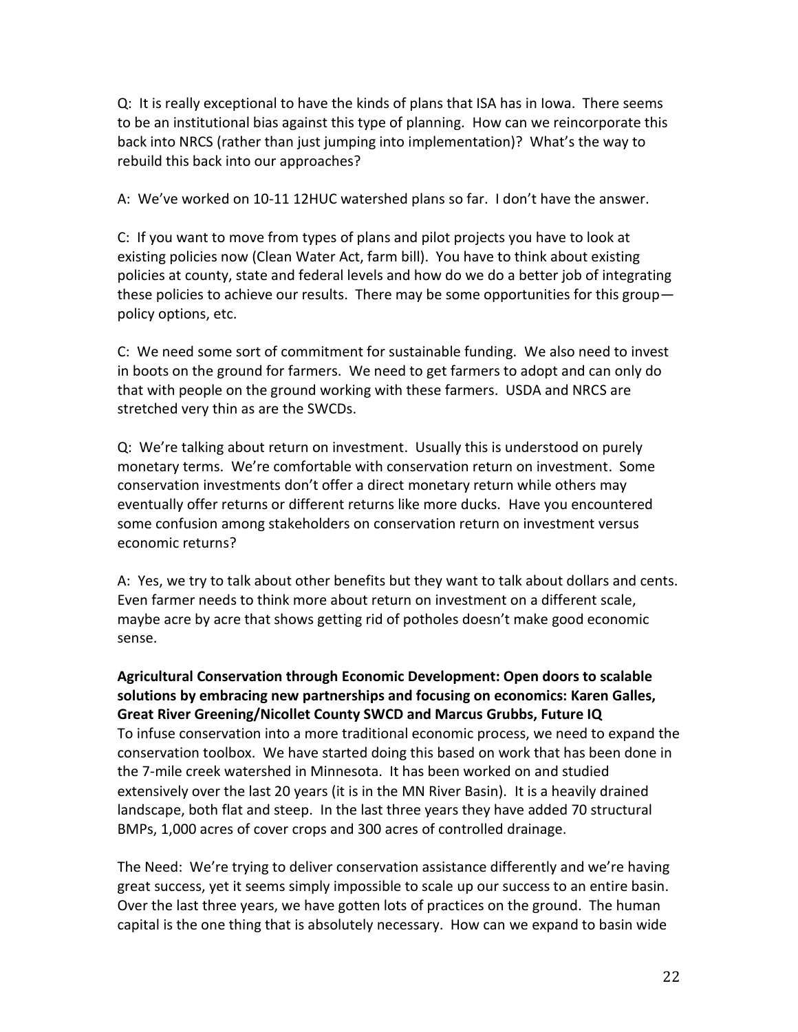Q: It is really exceptional to have the kinds of plans that ISA has in Iowa. There seems to be an institutional bias against this type of planning. How can we reincorporate this back into NRCS (rather than just jumping into implementation)? What's the way to rebuild this back into our approaches?

A: We've worked on 10-11 12HUC watershed plans so far. I don't have the answer.

C: If you want to move from types of plans and pilot projects you have to look at existing policies now (Clean Water Act, farm bill). You have to think about existing policies at county, state and federal levels and how do we do a better job of integrating these policies to achieve our results. There may be some opportunities for this group—policy options, etc.

C: We need some sort of commitment for sustainable funding. We also need to invest in boots on the ground for farmers. We need to get farmers to adopt and can only do that with people on the ground working with these farmers. USDA and NRCS are stretched very thin as are the SWCDs.

Q: We're talking about return on investment. Usually this is understood on purely monetary terms. We're comfortable with conservation return on investment. Some conservation investments don't offer a direct monetary return while others may eventually offer returns or different returns like more ducks. Have you encountered some confusion among stakeholders on conservation return on investment versus economic returns?

A: Yes, we try to talk about other benefits but they want to talk about dollars and cents. Even farmer needs to think more about return on investment on a different scale, maybe acre by acre that shows getting rid of potholes doesn't make good economic sense.

**Agricultural Conservation through Economic Development: Open doors to scalable solutions by embracing new partnerships and focusing on economics: Karen Galles, Great River Greening/Nicollet County SWCD and Marcus Grubbs, Future IQ**

To infuse conservation into a more traditional economic process, we need to expand the conservation toolbox. We have started doing this based on work that has been done in the 7-mile creek watershed in Minnesota. It has been worked on and studied extensively over the last 20 years (it is in the MN River Basin). It is a heavily drained landscape, both flat and steep. In the last three years they have added 70 structural BMPs, 1,000 acres of cover crops and 300 acres of controlled drainage.

The Need: We're trying to deliver conservation assistance differently and we're having great success, yet it seems simply impossible to scale up our success to an entire basin. Over the last three years, we have gotten lots of practices on the ground. The human capital is the one thing that is absolutely necessary. How can we expand to basin wide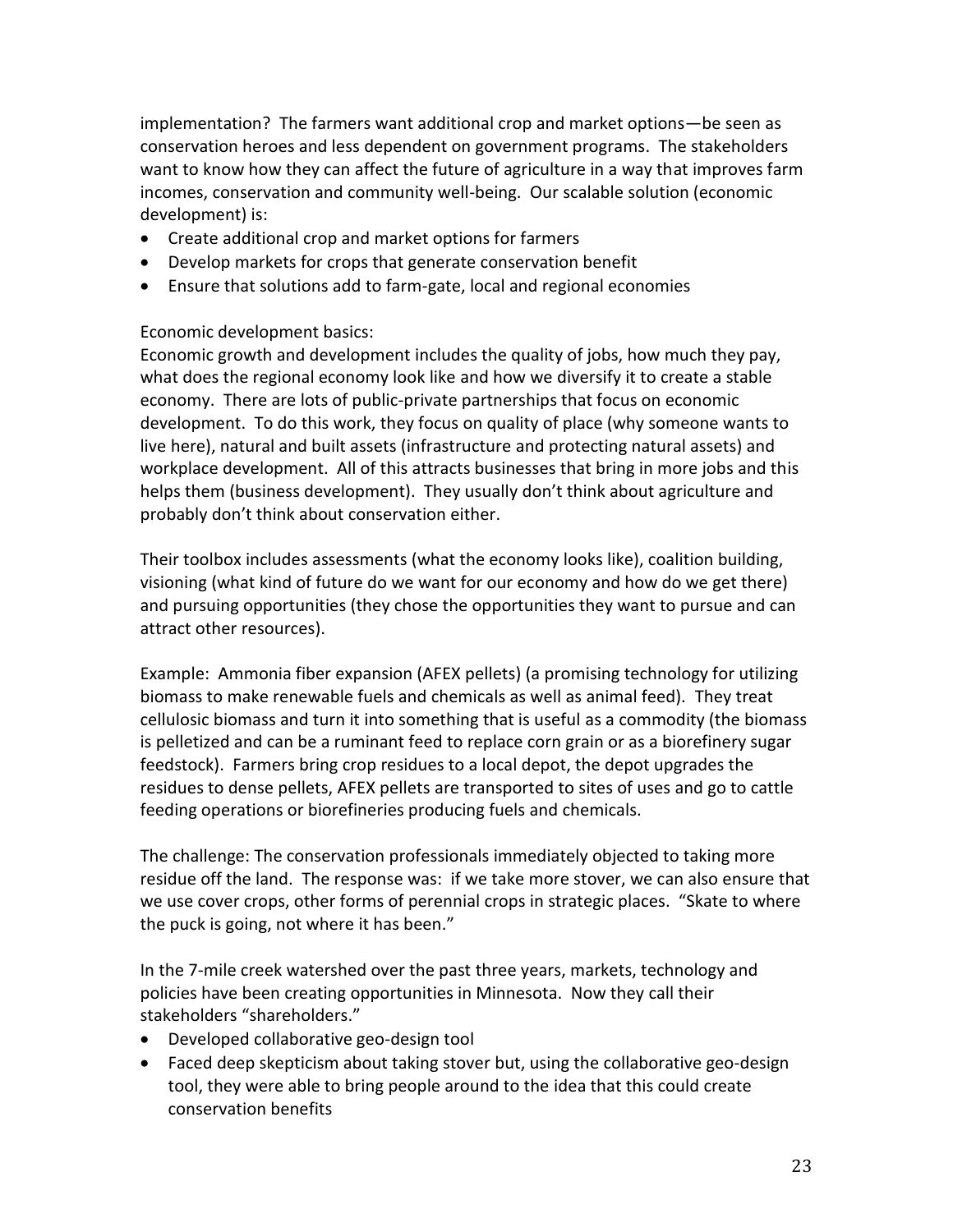implementation? The farmers want additional crop and market options—be seen as conservation heroes and less dependent on government programs. The stakeholders want to know how they can affect the future of agriculture in a way that improves farm incomes, conservation and community well-being. Our scalable solution (economic development) is:

- Create additional crop and market options for farmers
- Develop markets for crops that generate conservation benefit
- Ensure that solutions add to farm-gate, local and regional economies

Economic development basics:
Economic growth and development includes the quality of jobs, how much they pay, what does the regional economy look like and how we diversify it to create a stable economy. There are lots of public-private partnerships that focus on economic development. To do this work, they focus on quality of place (why someone wants to live here), natural and built assets (infrastructure and protecting natural assets) and workplace development. All of this attracts businesses that bring in more jobs and this helps them (business development). They usually don't think about agriculture and probably don't think about conservation either.

Their toolbox includes assessments (what the economy looks like), coalition building, visioning (what kind of future do we want for our economy and how do we get there) and pursuing opportunities (they chose the opportunities they want to pursue and can attract other resources).

Example: Ammonia fiber expansion (AFEX pellets) (a promising technology for utilizing biomass to make renewable fuels and chemicals as well as animal feed). They treat cellulosic biomass and turn it into something that is useful as a commodity (the biomass is pelletized and can be a ruminant feed to replace corn grain or as a biorefinery sugar feedstock). Farmers bring crop residues to a local depot, the depot upgrades the residues to dense pellets, AFEX pellets are transported to sites of uses and go to cattle feeding operations or biorefineries producing fuels and chemicals.

The challenge: The conservation professionals immediately objected to taking more residue off the land. The response was: if we take more stover, we can also ensure that we use cover crops, other forms of perennial crops in strategic places. "Skate to where the puck is going, not where it has been."

In the 7-mile creek watershed over the past three years, markets, technology and policies have been creating opportunities in Minnesota. Now they call their stakeholders "shareholders."

- Developed collaborative geo-design tool
- Faced deep skepticism about taking stover but, using the collaborative geo-design tool, they were able to bring people around to the idea that this could create conservation benefits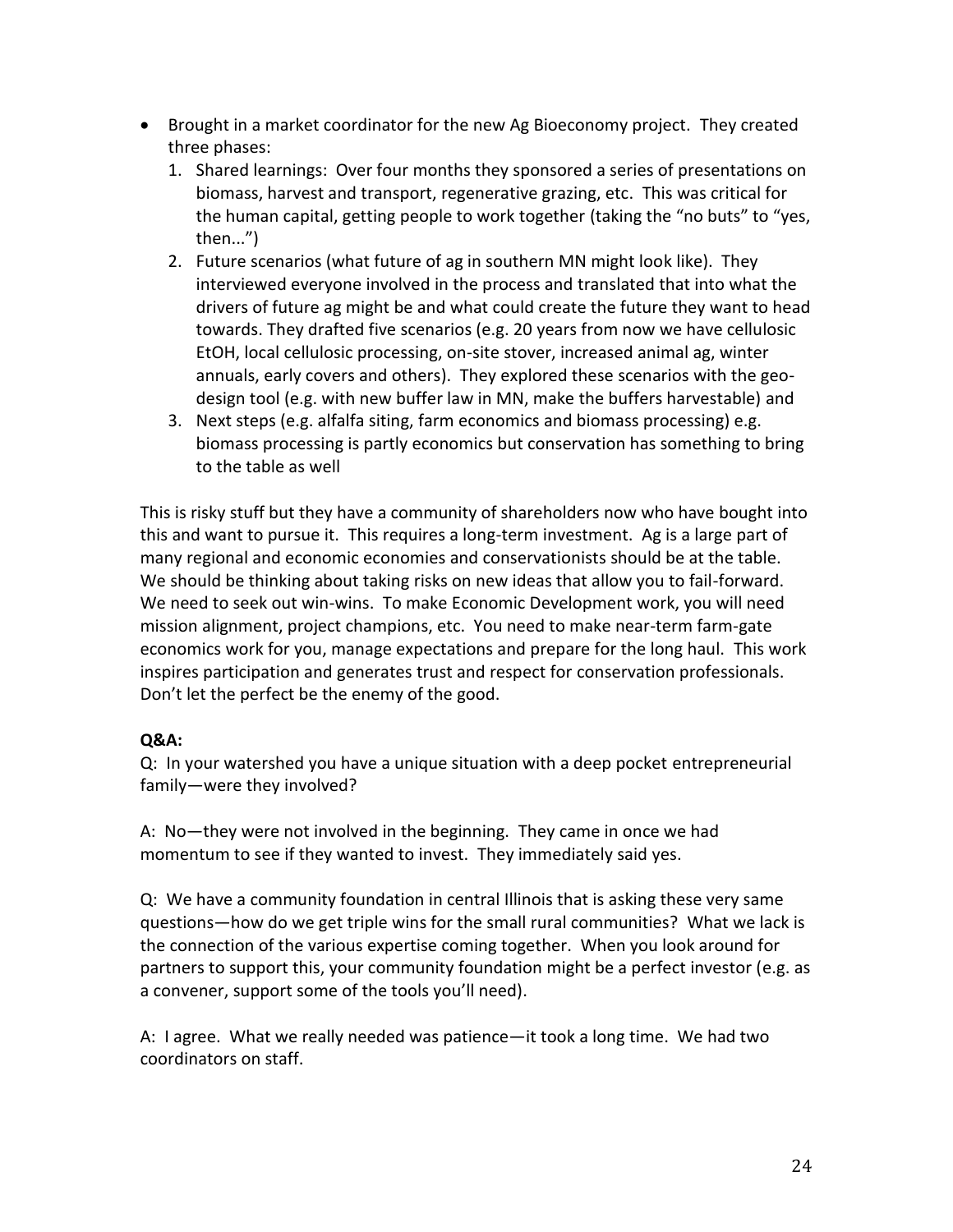- Brought in a market coordinator for the new Ag Bioeconomy project. They created three phases:
  1. Shared learnings: Over four months they sponsored a series of presentations on biomass, harvest and transport, regenerative grazing, etc. This was critical for the human capital, getting people to work together (taking the "no buts" to "yes, then...")
  2. Future scenarios (what future of ag in southern MN might look like). They interviewed everyone involved in the process and translated that into what the drivers of future ag might be and what could create the future they want to head towards. They drafted five scenarios (e.g. 20 years from now we have cellulosic EtOH, local cellulosic processing, on-site stover, increased animal ag, winter annuals, early covers and others). They explored these scenarios with the geo-design tool (e.g. with new buffer law in MN, make the buffers harvestable) and
  3. Next steps (e.g. alfalfa siting, farm economics and biomass processing) e.g. biomass processing is partly economics but conservation has something to bring to the table as well

This is risky stuff but they have a community of shareholders now who have bought into this and want to pursue it. This requires a long-term investment. Ag is a large part of many regional and economic economies and conservationists should be at the table. We should be thinking about taking risks on new ideas that allow you to fail-forward. We need to seek out win-wins. To make Economic Development work, you will need mission alignment, project champions, etc. You need to make near-term farm-gate economics work for you, manage expectations and prepare for the long haul. This work inspires participation and generates trust and respect for conservation professionals. Don't let the perfect be the enemy of the good.

**Q&A:**

Q: In your watershed you have a unique situation with a deep pocket entrepreneurial family—were they involved?

A: No—they were not involved in the beginning. They came in once we had momentum to see if they wanted to invest. They immediately said yes.

Q: We have a community foundation in central Illinois that is asking these very same questions—how do we get triple wins for the small rural communities? What we lack is the connection of the various expertise coming together. When you look around for partners to support this, your community foundation might be a perfect investor (e.g. as a convener, support some of the tools you'll need).

A: I agree. What we really needed was patience—it took a long time. We had two coordinators on staff.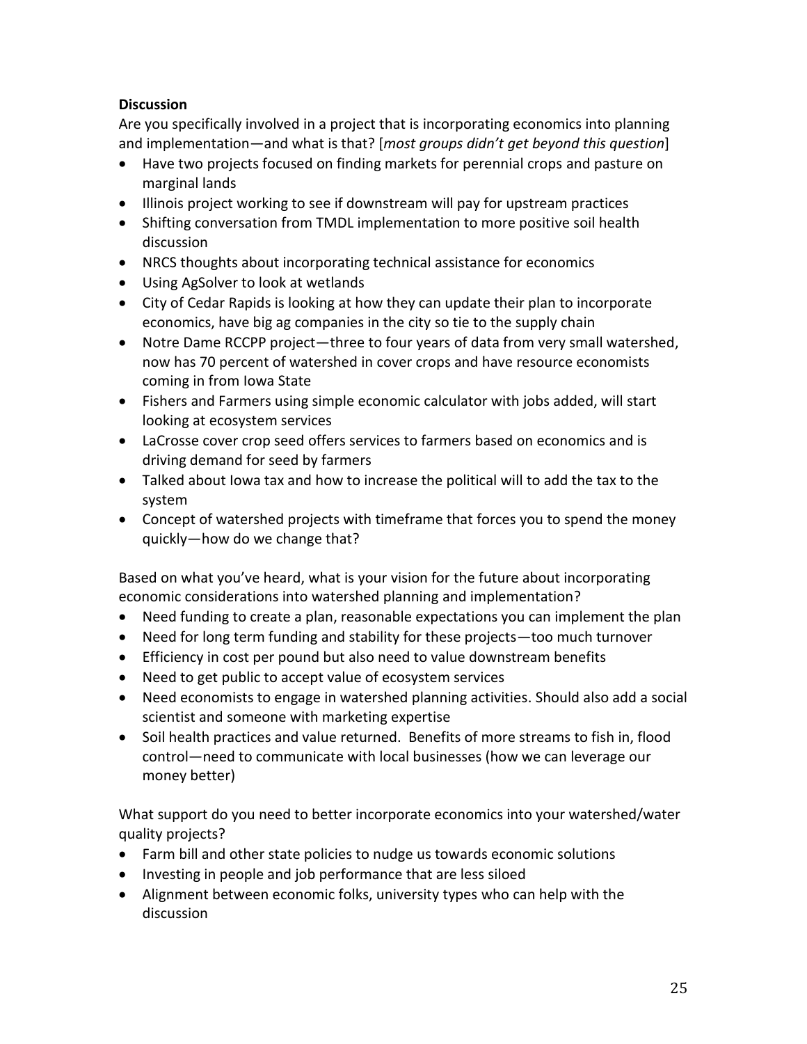**Discussion**

Are you specifically involved in a project that is incorporating economics into planning and implementation—and what is that? [*most groups didn't get beyond this question*]

- Have two projects focused on finding markets for perennial crops and pasture on marginal lands
- Illinois project working to see if downstream will pay for upstream practices
- Shifting conversation from TMDL implementation to more positive soil health discussion
- NRCS thoughts about incorporating technical assistance for economics
- Using AgSolver to look at wetlands
- City of Cedar Rapids is looking at how they can update their plan to incorporate economics, have big ag companies in the city so tie to the supply chain
- Notre Dame RCCPP project—three to four years of data from very small watershed, now has 70 percent of watershed in cover crops and have resource economists coming in from Iowa State
- Fishers and Farmers using simple economic calculator with jobs added, will start looking at ecosystem services
- LaCrosse cover crop seed offers services to farmers based on economics and is driving demand for seed by farmers
- Talked about Iowa tax and how to increase the political will to add the tax to the system
- Concept of watershed projects with timeframe that forces you to spend the money quickly—how do we change that?

Based on what you've heard, what is your vision for the future about incorporating economic considerations into watershed planning and implementation?

- Need funding to create a plan, reasonable expectations you can implement the plan
- Need for long term funding and stability for these projects—too much turnover
- Efficiency in cost per pound but also need to value downstream benefits
- Need to get public to accept value of ecosystem services
- Need economists to engage in watershed planning activities. Should also add a social scientist and someone with marketing expertise
- Soil health practices and value returned. Benefits of more streams to fish in, flood control—need to communicate with local businesses (how we can leverage our money better)

What support do you need to better incorporate economics into your watershed/water quality projects?

- Farm bill and other state policies to nudge us towards economic solutions
- Investing in people and job performance that are less siloed
- Alignment between economic folks, university types who can help with the discussion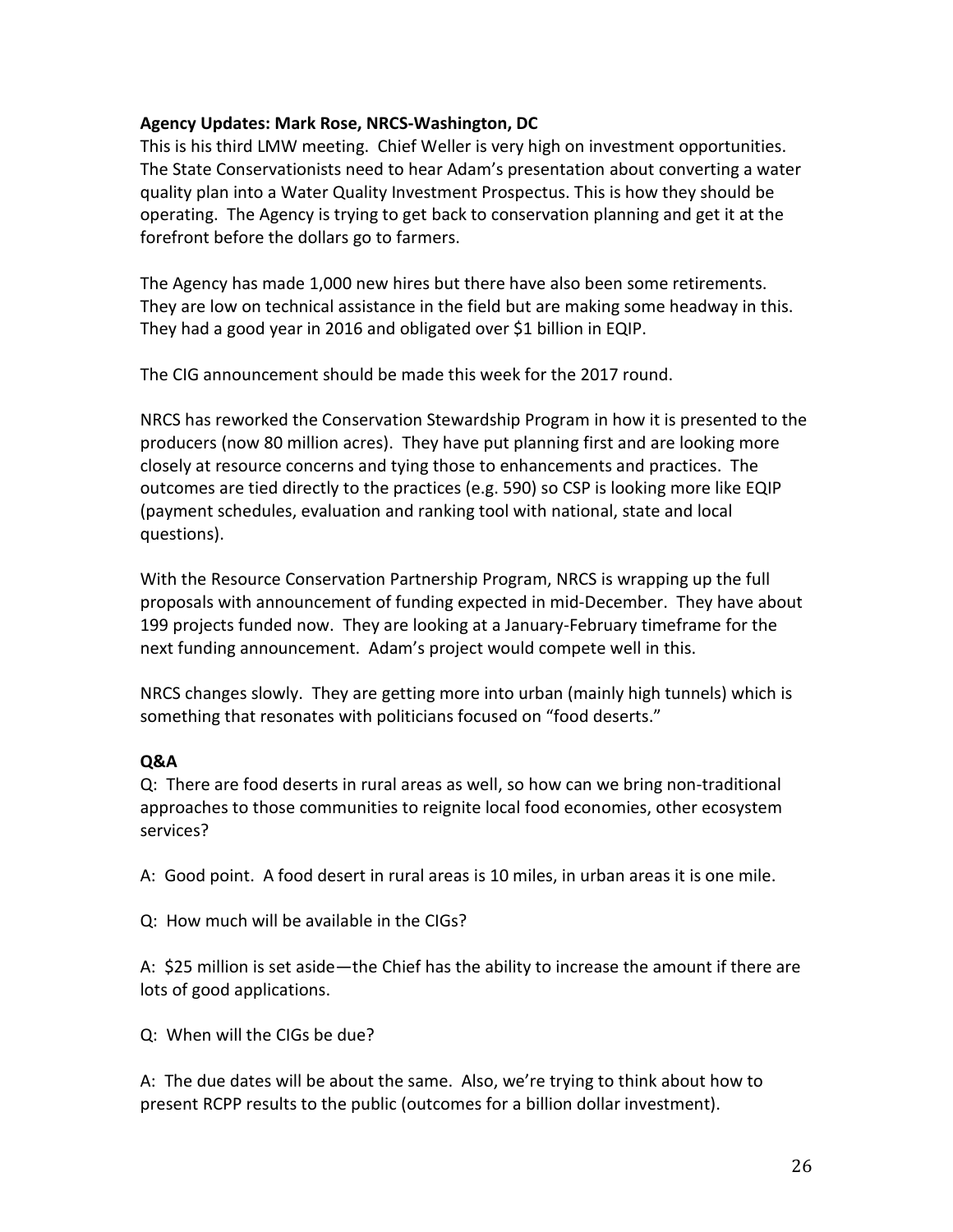**Agency Updates: Mark Rose, NRCS-Washington, DC**

This is his third LMW meeting. Chief Weller is very high on investment opportunities. The State Conservationists need to hear Adam's presentation about converting a water quality plan into a Water Quality Investment Prospectus. This is how they should be operating. The Agency is trying to get back to conservation planning and get it at the forefront before the dollars go to farmers.

The Agency has made 1,000 new hires but there have also been some retirements. They are low on technical assistance in the field but are making some headway in this. They had a good year in 2016 and obligated over $1 billion in EQIP.

The CIG announcement should be made this week for the 2017 round.

NRCS has reworked the Conservation Stewardship Program in how it is presented to the producers (now 80 million acres). They have put planning first and are looking more closely at resource concerns and tying those to enhancements and practices. The outcomes are tied directly to the practices (e.g. 590) so CSP is looking more like EQIP (payment schedules, evaluation and ranking tool with national, state and local questions).

With the Resource Conservation Partnership Program, NRCS is wrapping up the full proposals with announcement of funding expected in mid-December. They have about 199 projects funded now. They are looking at a January-February timeframe for the next funding announcement. Adam's project would compete well in this.

NRCS changes slowly. They are getting more into urban (mainly high tunnels) which is something that resonates with politicians focused on "food deserts."

**Q&A**

Q: There are food deserts in rural areas as well, so how can we bring non-traditional approaches to those communities to reignite local food economies, other ecosystem services?

A: Good point. A food desert in rural areas is 10 miles, in urban areas it is one mile.

Q: How much will be available in the CIGs?

A: $25 million is set aside—the Chief has the ability to increase the amount if there are lots of good applications.

Q: When will the CIGs be due?

A: The due dates will be about the same. Also, we're trying to think about how to present RCPP results to the public (outcomes for a billion dollar investment).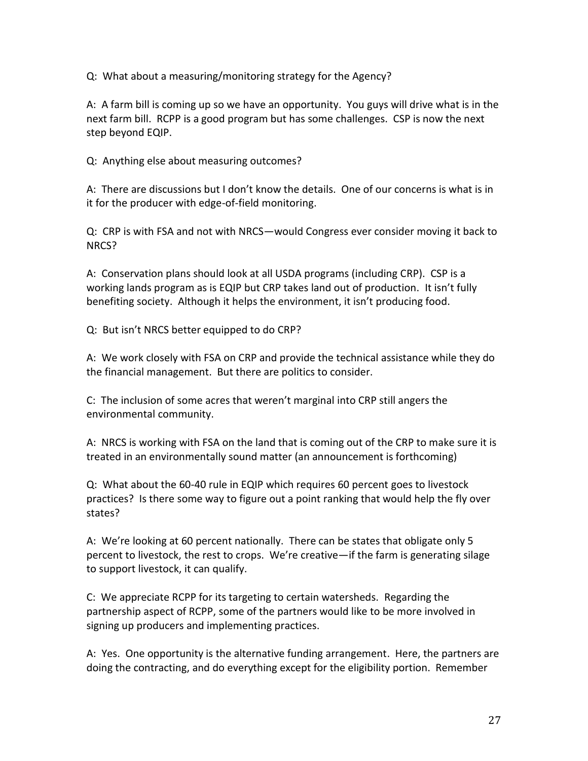Q: What about a measuring/monitoring strategy for the Agency?

A: A farm bill is coming up so we have an opportunity. You guys will drive what is in the next farm bill. RCPP is a good program but has some challenges. CSP is now the next step beyond EQIP.

Q: Anything else about measuring outcomes?

A: There are discussions but I don't know the details. One of our concerns is what is in it for the producer with edge-of-field monitoring.

Q: CRP is with FSA and not with NRCS—would Congress ever consider moving it back to NRCS?

A: Conservation plans should look at all USDA programs (including CRP). CSP is a working lands program as is EQIP but CRP takes land out of production. It isn't fully benefiting society. Although it helps the environment, it isn't producing food.

Q: But isn't NRCS better equipped to do CRP?

A: We work closely with FSA on CRP and provide the technical assistance while they do the financial management. But there are politics to consider.

C: The inclusion of some acres that weren't marginal into CRP still angers the environmental community.

A: NRCS is working with FSA on the land that is coming out of the CRP to make sure it is treated in an environmentally sound matter (an announcement is forthcoming)

Q: What about the 60-40 rule in EQIP which requires 60 percent goes to livestock practices? Is there some way to figure out a point ranking that would help the fly over states?

A: We're looking at 60 percent nationally. There can be states that obligate only 5 percent to livestock, the rest to crops. We're creative—if the farm is generating silage to support livestock, it can qualify.

C: We appreciate RCPP for its targeting to certain watersheds. Regarding the partnership aspect of RCPP, some of the partners would like to be more involved in signing up producers and implementing practices.

A: Yes. One opportunity is the alternative funding arrangement. Here, the partners are doing the contracting, and do everything except for the eligibility portion. Remember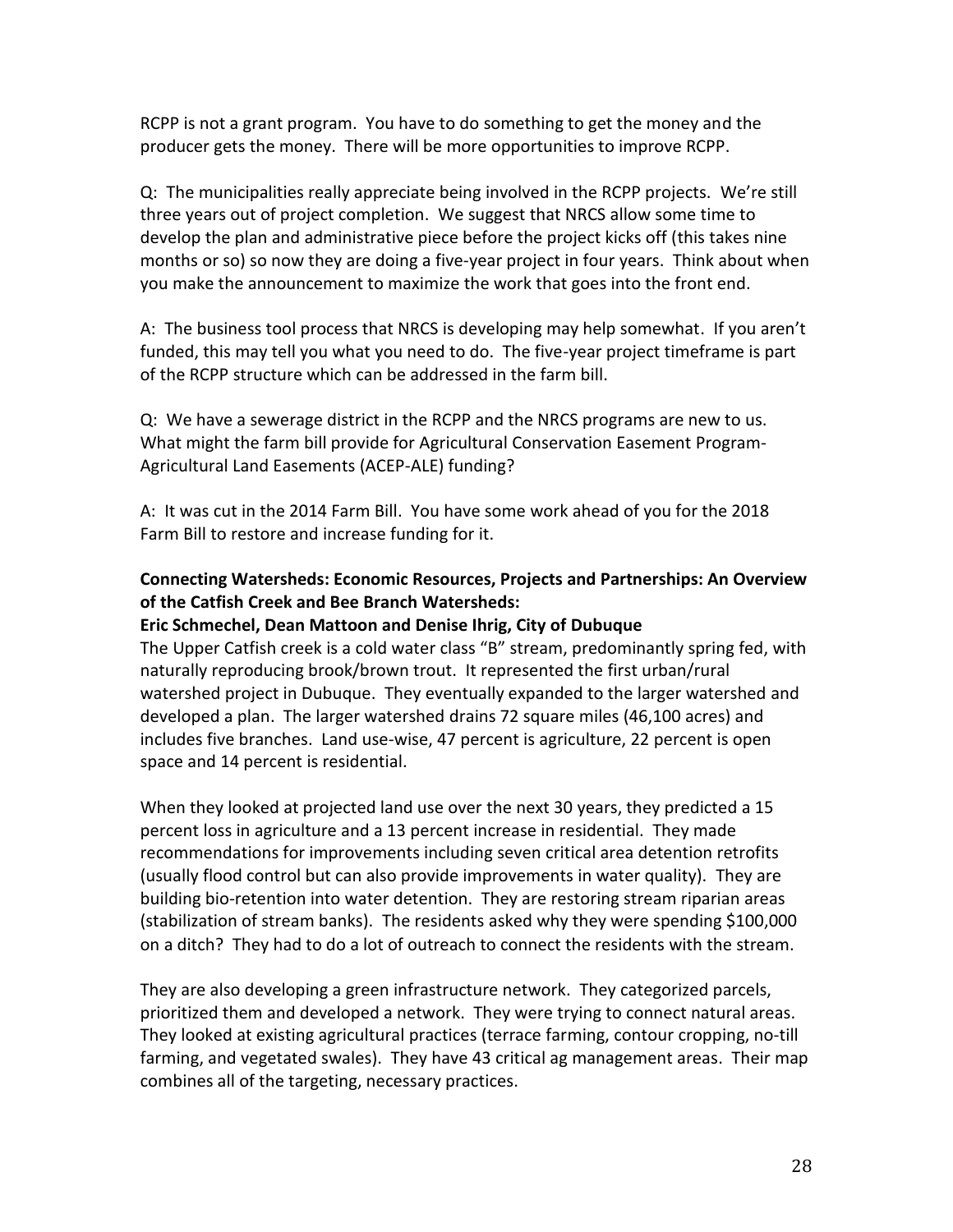RCPP is not a grant program. You have to do something to get the money and the producer gets the money. There will be more opportunities to improve RCPP.

Q: The municipalities really appreciate being involved in the RCPP projects. We're still three years out of project completion. We suggest that NRCS allow some time to develop the plan and administrative piece before the project kicks off (this takes nine months or so) so now they are doing a five-year project in four years. Think about when you make the announcement to maximize the work that goes into the front end.

A: The business tool process that NRCS is developing may help somewhat. If you aren't funded, this may tell you what you need to do. The five-year project timeframe is part of the RCPP structure which can be addressed in the farm bill.

Q: We have a sewerage district in the RCPP and the NRCS programs are new to us. What might the farm bill provide for Agricultural Conservation Easement Program-Agricultural Land Easements (ACEP-ALE) funding?

A: It was cut in the 2014 Farm Bill. You have some work ahead of you for the 2018 Farm Bill to restore and increase funding for it.

**Connecting Watersheds: Economic Resources, Projects and Partnerships: An Overview of the Catfish Creek and Bee Branch Watersheds:**

**Eric Schmechel, Dean Mattoon and Denise Ihrig, City of Dubuque**

The Upper Catfish creek is a cold water class "B" stream, predominantly spring fed, with naturally reproducing brook/brown trout. It represented the first urban/rural watershed project in Dubuque. They eventually expanded to the larger watershed and developed a plan. The larger watershed drains 72 square miles (46,100 acres) and includes five branches. Land use-wise, 47 percent is agriculture, 22 percent is open space and 14 percent is residential.

When they looked at projected land use over the next 30 years, they predicted a 15 percent loss in agriculture and a 13 percent increase in residential. They made recommendations for improvements including seven critical area detention retrofits (usually flood control but can also provide improvements in water quality). They are building bio-retention into water detention. They are restoring stream riparian areas (stabilization of stream banks). The residents asked why they were spending $100,000 on a ditch? They had to do a lot of outreach to connect the residents with the stream.

They are also developing a green infrastructure network. They categorized parcels, prioritized them and developed a network. They were trying to connect natural areas. They looked at existing agricultural practices (terrace farming, contour cropping, no-till farming, and vegetated swales). They have 43 critical ag management areas. Their map combines all of the targeting, necessary practices.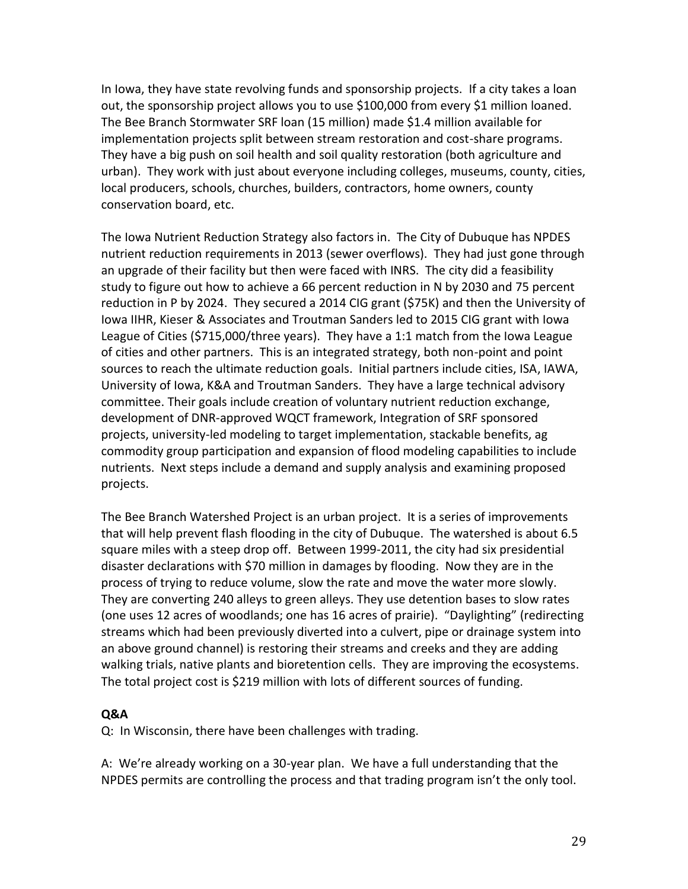In Iowa, they have state revolving funds and sponsorship projects. If a city takes a loan out, the sponsorship project allows you to use $100,000 from every $1 million loaned. The Bee Branch Stormwater SRF loan (15 million) made $1.4 million available for implementation projects split between stream restoration and cost-share programs. They have a big push on soil health and soil quality restoration (both agriculture and urban). They work with just about everyone including colleges, museums, county, cities, local producers, schools, churches, builders, contractors, home owners, county conservation board, etc.

The Iowa Nutrient Reduction Strategy also factors in. The City of Dubuque has NPDES nutrient reduction requirements in 2013 (sewer overflows). They had just gone through an upgrade of their facility but then were faced with INRS. The city did a feasibility study to figure out how to achieve a 66 percent reduction in N by 2030 and 75 percent reduction in P by 2024. They secured a 2014 CIG grant ($75K) and then the University of Iowa IIHR, Kieser & Associates and Troutman Sanders led to 2015 CIG grant with Iowa League of Cities ($715,000/three years). They have a 1:1 match from the Iowa League of cities and other partners. This is an integrated strategy, both non-point and point sources to reach the ultimate reduction goals. Initial partners include cities, ISA, IAWA, University of Iowa, K&A and Troutman Sanders. They have a large technical advisory committee. Their goals include creation of voluntary nutrient reduction exchange, development of DNR-approved WQCT framework, Integration of SRF sponsored projects, university-led modeling to target implementation, stackable benefits, ag commodity group participation and expansion of flood modeling capabilities to include nutrients. Next steps include a demand and supply analysis and examining proposed projects.

The Bee Branch Watershed Project is an urban project. It is a series of improvements that will help prevent flash flooding in the city of Dubuque. The watershed is about 6.5 square miles with a steep drop off. Between 1999-2011, the city had six presidential disaster declarations with $70 million in damages by flooding. Now they are in the process of trying to reduce volume, slow the rate and move the water more slowly. They are converting 240 alleys to green alleys. They use detention bases to slow rates (one uses 12 acres of woodlands; one has 16 acres of prairie). "Daylighting" (redirecting streams which had been previously diverted into a culvert, pipe or drainage system into an above ground channel) is restoring their streams and creeks and they are adding walking trials, native plants and bioretention cells. They are improving the ecosystems. The total project cost is $219 million with lots of different sources of funding.

**Q&A**

Q: In Wisconsin, there have been challenges with trading.

A: We're already working on a 30-year plan. We have a full understanding that the NPDES permits are controlling the process and that trading program isn't the only tool.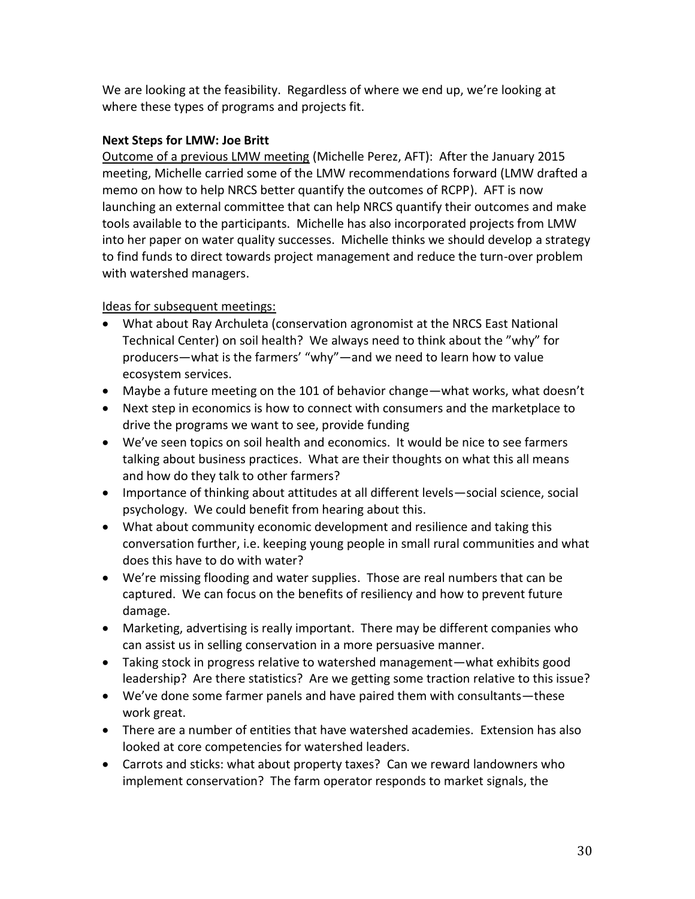We are looking at the feasibility. Regardless of where we end up, we're looking at where these types of programs and projects fit.

**Next Steps for LMW: Joe Britt**

Outcome of a previous LMW meeting (Michelle Perez, AFT): After the January 2015 meeting, Michelle carried some of the LMW recommendations forward (LMW drafted a memo on how to help NRCS better quantify the outcomes of RCPP). AFT is now launching an external committee that can help NRCS quantify their outcomes and make tools available to the participants. Michelle has also incorporated projects from LMW into her paper on water quality successes. Michelle thinks we should develop a strategy to find funds to direct towards project management and reduce the turn-over problem with watershed managers.

Ideas for subsequent meetings:

- What about Ray Archuleta (conservation agronomist at the NRCS East National Technical Center) on soil health? We always need to think about the "why" for producers—what is the farmers' "why"—and we need to learn how to value ecosystem services.
- Maybe a future meeting on the 101 of behavior change—what works, what doesn't
- Next step in economics is how to connect with consumers and the marketplace to drive the programs we want to see, provide funding
- We've seen topics on soil health and economics. It would be nice to see farmers talking about business practices. What are their thoughts on what this all means and how do they talk to other farmers?
- Importance of thinking about attitudes at all different levels—social science, social psychology. We could benefit from hearing about this.
- What about community economic development and resilience and taking this conversation further, i.e. keeping young people in small rural communities and what does this have to do with water?
- We're missing flooding and water supplies. Those are real numbers that can be captured. We can focus on the benefits of resiliency and how to prevent future damage.
- Marketing, advertising is really important. There may be different companies who can assist us in selling conservation in a more persuasive manner.
- Taking stock in progress relative to watershed management—what exhibits good leadership? Are there statistics? Are we getting some traction relative to this issue?
- We've done some farmer panels and have paired them with consultants—these work great.
- There are a number of entities that have watershed academies. Extension has also looked at core competencies for watershed leaders.
- Carrots and sticks: what about property taxes? Can we reward landowners who implement conservation? The farm operator responds to market signals, the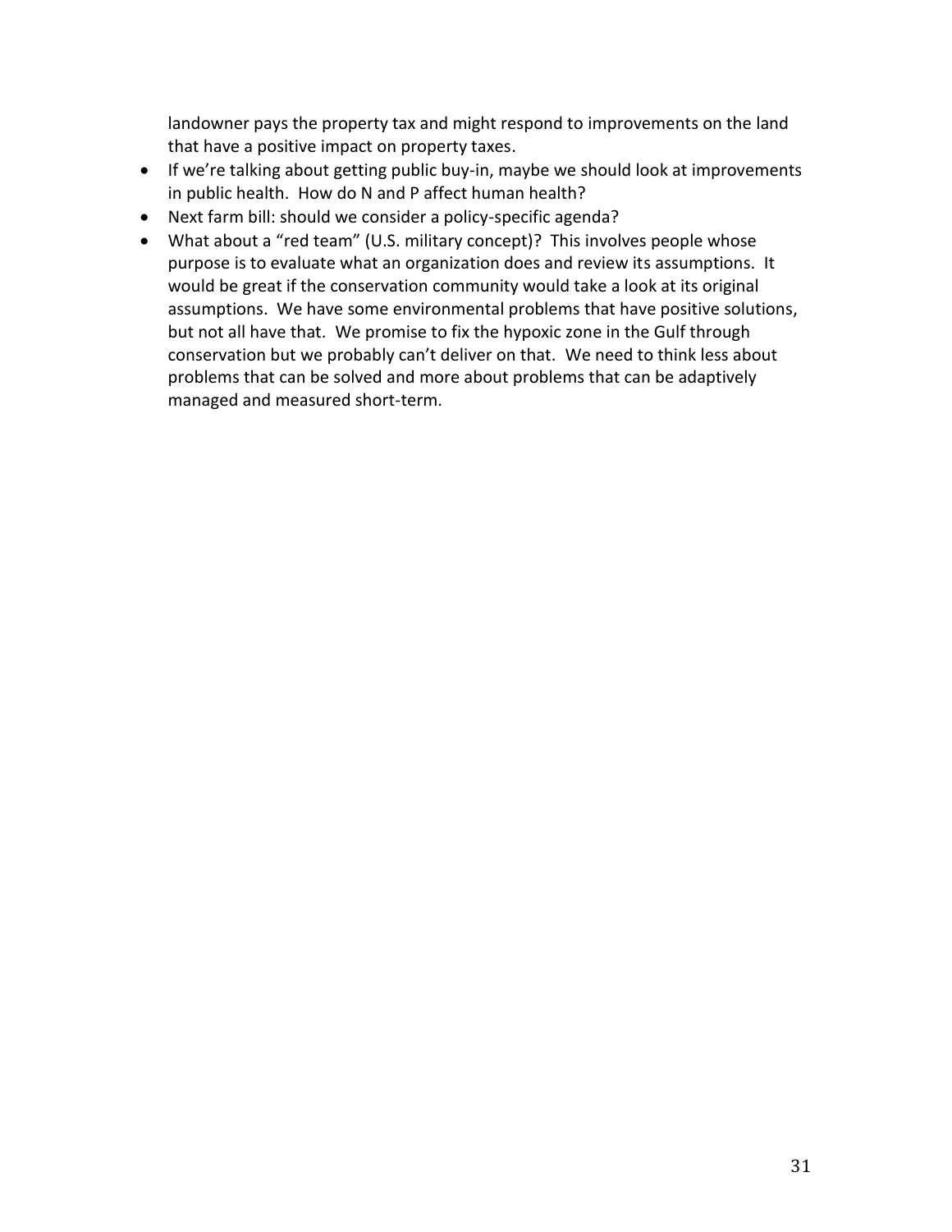landowner pays the property tax and might respond to improvements on the land that have a positive impact on property taxes.

- If we're talking about getting public buy-in, maybe we should look at improvements in public health. How do N and P affect human health?
- Next farm bill: should we consider a policy-specific agenda?
- What about a "red team" (U.S. military concept)? This involves people whose purpose is to evaluate what an organization does and review its assumptions. It would be great if the conservation community would take a look at its original assumptions. We have some environmental problems that have positive solutions, but not all have that. We promise to fix the hypoxic zone in the Gulf through conservation but we probably can't deliver on that. We need to think less about problems that can be solved and more about problems that can be adaptively managed and measured short-term.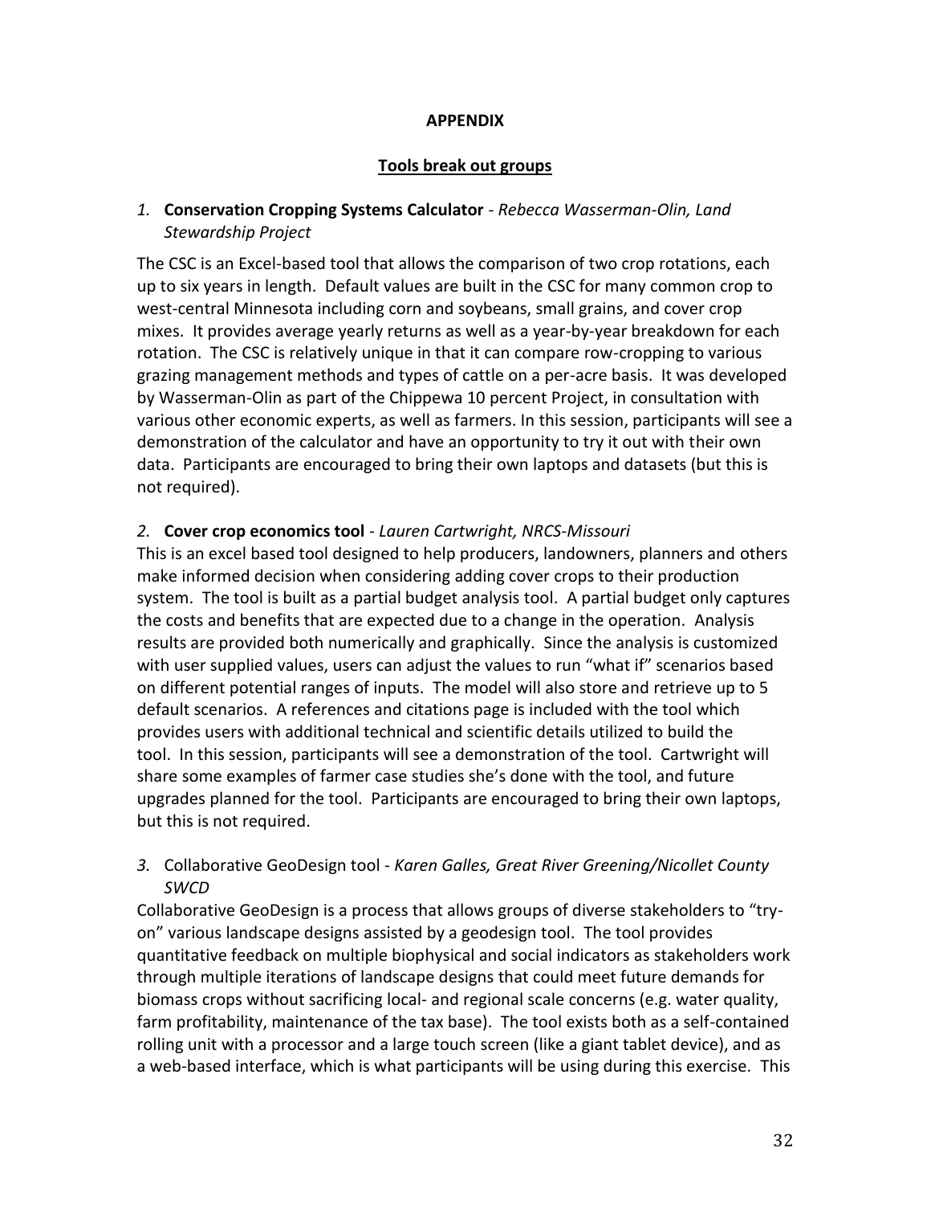**APPENDIX**

**Tools break out groups**

1. **Conservation Cropping Systems Calculator** - *Rebecca Wasserman-Olin, Land Stewardship Project*

The CSC is an Excel-based tool that allows the comparison of two crop rotations, each up to six years in length. Default values are built in the CSC for many common crop to west-central Minnesota including corn and soybeans, small grains, and cover crop mixes. It provides average yearly returns as well as a year-by-year breakdown for each rotation. The CSC is relatively unique in that it can compare row-cropping to various grazing management methods and types of cattle on a per-acre basis. It was developed by Wasserman-Olin as part of the Chippewa 10 percent Project, in consultation with various other economic experts, as well as farmers. In this session, participants will see a demonstration of the calculator and have an opportunity to try it out with their own data. Participants are encouraged to bring their own laptops and datasets (but this is not required).

2. **Cover crop economics tool** - *Lauren Cartwright, NRCS-Missouri*

This is an excel based tool designed to help producers, landowners, planners and others make informed decision when considering adding cover crops to their production system. The tool is built as a partial budget analysis tool. A partial budget only captures the costs and benefits that are expected due to a change in the operation. Analysis results are provided both numerically and graphically. Since the analysis is customized with user supplied values, users can adjust the values to run "what if" scenarios based on different potential ranges of inputs. The model will also store and retrieve up to 5 default scenarios. A references and citations page is included with the tool which provides users with additional technical and scientific details utilized to build the tool. In this session, participants will see a demonstration of the tool. Cartwright will share some examples of farmer case studies she's done with the tool, and future upgrades planned for the tool. Participants are encouraged to bring their own laptops, but this is not required.

3. Collaborative GeoDesign tool - *Karen Galles, Great River Greening/Nicollet County SWCD*

Collaborative GeoDesign is a process that allows groups of diverse stakeholders to "try-on" various landscape designs assisted by a geodesign tool. The tool provides quantitative feedback on multiple biophysical and social indicators as stakeholders work through multiple iterations of landscape designs that could meet future demands for biomass crops without sacrificing local- and regional scale concerns (e.g. water quality, farm profitability, maintenance of the tax base). The tool exists both as a self-contained rolling unit with a processor and a large touch screen (like a giant tablet device), and as a web-based interface, which is what participants will be using during this exercise. This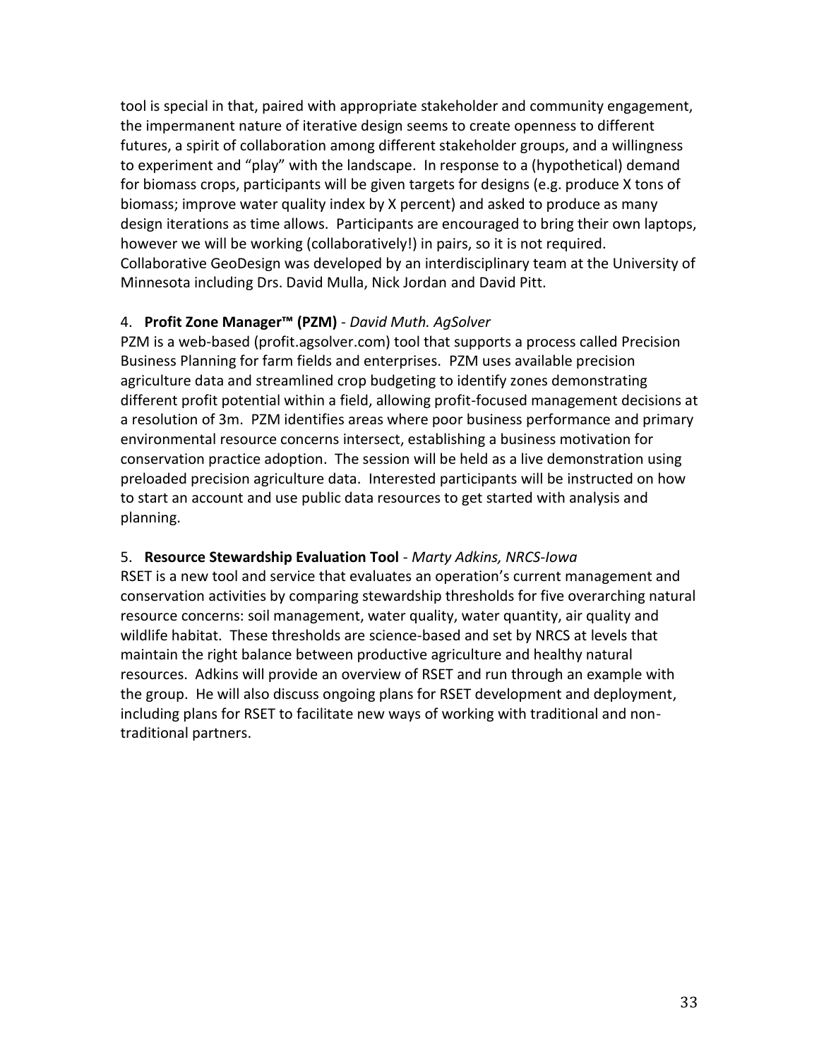tool is special in that, paired with appropriate stakeholder and community engagement, the impermanent nature of iterative design seems to create openness to different futures, a spirit of collaboration among different stakeholder groups, and a willingness to experiment and "play" with the landscape. In response to a (hypothetical) demand for biomass crops, participants will be given targets for designs (e.g. produce X tons of biomass; improve water quality index by X percent) and asked to produce as many design iterations as time allows. Participants are encouraged to bring their own laptops, however we will be working (collaboratively!) in pairs, so it is not required. Collaborative GeoDesign was developed by an interdisciplinary team at the University of Minnesota including Drs. David Mulla, Nick Jordan and David Pitt.

4. **Profit Zone Manager™ (PZM)** - *David Muth. AgSolver*

PZM is a web-based (profit.agsolver.com) tool that supports a process called Precision Business Planning for farm fields and enterprises. PZM uses available precision agriculture data and streamlined crop budgeting to identify zones demonstrating different profit potential within a field, allowing profit-focused management decisions at a resolution of 3m. PZM identifies areas where poor business performance and primary environmental resource concerns intersect, establishing a business motivation for conservation practice adoption. The session will be held as a live demonstration using preloaded precision agriculture data. Interested participants will be instructed on how to start an account and use public data resources to get started with analysis and planning.

5. **Resource Stewardship Evaluation Tool** - *Marty Adkins, NRCS-Iowa*

RSET is a new tool and service that evaluates an operation's current management and conservation activities by comparing stewardship thresholds for five overarching natural resource concerns: soil management, water quality, water quantity, air quality and wildlife habitat. These thresholds are science-based and set by NRCS at levels that maintain the right balance between productive agriculture and healthy natural resources. Adkins will provide an overview of RSET and run through an example with the group. He will also discuss ongoing plans for RSET development and deployment, including plans for RSET to facilitate new ways of working with traditional and non-traditional partners.